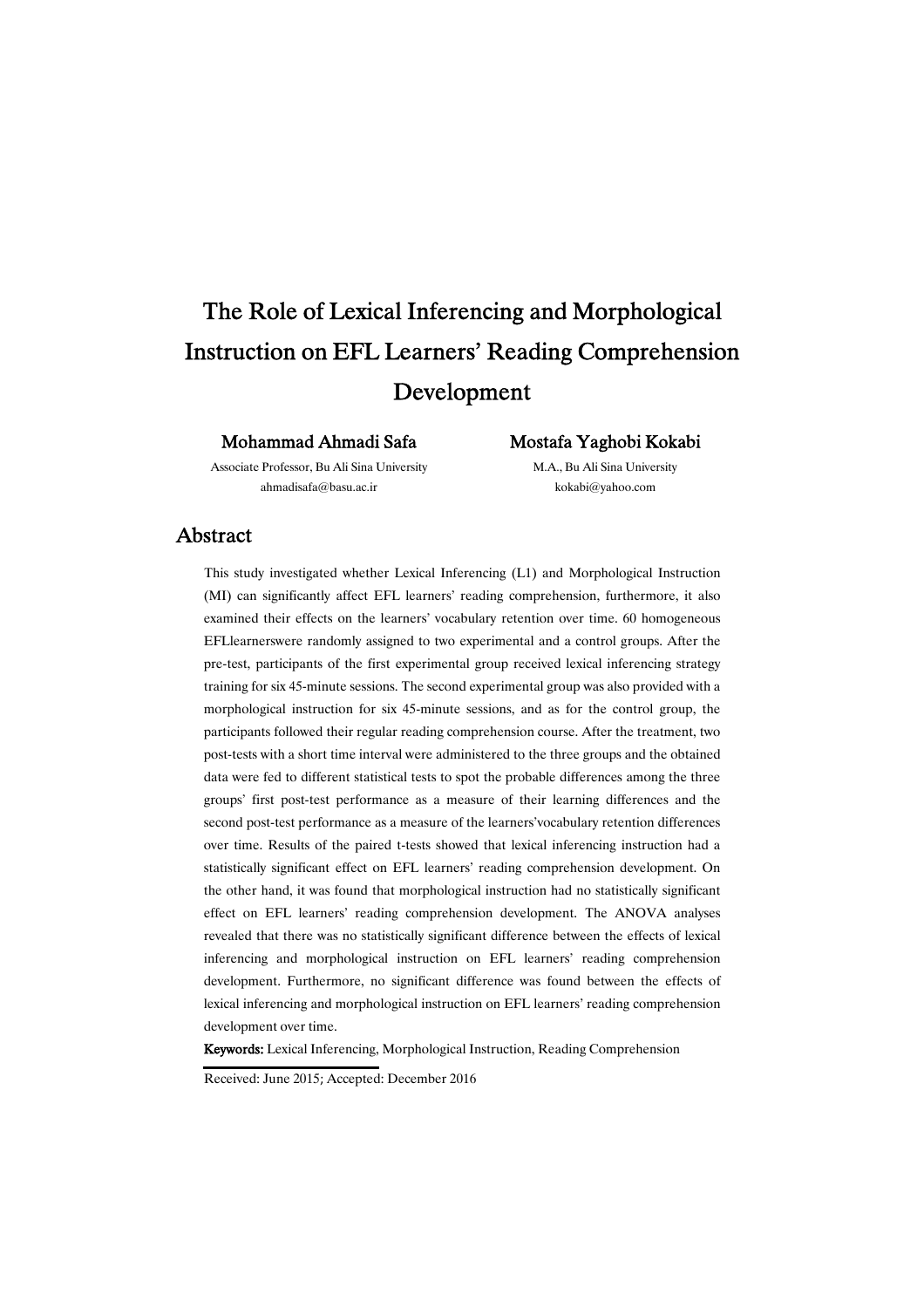# The Role of Lexical Inferencing and Morphological Instruction on EFL Learners' Reading Comprehension Development

**Mohammad Ahmadi Safa**
Associate Professor, Bu Ali Sina University
ahmadisafa@basu.ac.ir

**Mostafa Yaghobi Kokabi**
M.A., Bu Ali Sina University
kokabi@yahoo.com

## Abstract

This study investigated whether Lexical Inferencing (L1) and Morphological Instruction (MI) can significantly affect EFL learners' reading comprehension, furthermore, it also examined their effects on the learners' vocabulary retention over time. 60 homogeneous EFLlearnerswere randomly assigned to two experimental and a control groups. After the pre-test, participants of the first experimental group received lexical inferencing strategy training for six 45-minute sessions. The second experimental group was also provided with a morphological instruction for six 45-minute sessions, and as for the control group, the participants followed their regular reading comprehension course. After the treatment, two post-tests with a short time interval were administered to the three groups and the obtained data were fed to different statistical tests to spot the probable differences among the three groups' first post-test performance as a measure of their learning differences and the second post-test performance as a measure of the learners'vocabulary retention differences over time. Results of the paired t-tests showed that lexical inferencing instruction had a statistically significant effect on EFL learners' reading comprehension development. On the other hand, it was found that morphological instruction had no statistically significant effect on EFL learners' reading comprehension development. The ANOVA analyses revealed that there was no statistically significant difference between the effects of lexical inferencing and morphological instruction on EFL learners' reading comprehension development. Furthermore, no significant difference was found between the effects of lexical inferencing and morphological instruction on EFL learners' reading comprehension development over time.

**Keywords:** Lexical Inferencing, Morphological Instruction, Reading Comprehension

Received: June 2015; Accepted: December 2016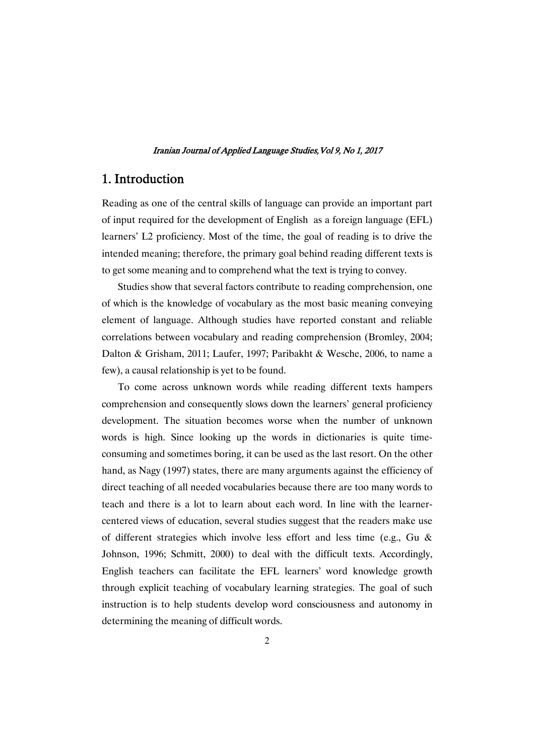## 1. Introduction

Reading as one of the central skills of language can provide an important part of input required for the development of English as a foreign language (EFL) learners' L2 proficiency. Most of the time, the goal of reading is to drive the intended meaning; therefore, the primary goal behind reading different texts is to get some meaning and to comprehend what the text is trying to convey.

Studies show that several factors contribute to reading comprehension, one of which is the knowledge of vocabulary as the most basic meaning conveying element of language. Although studies have reported constant and reliable correlations between vocabulary and reading comprehension (Bromley, 2004; Dalton & Grisham, 2011; Laufer, 1997; Paribakht & Wesche, 2006, to name a few), a causal relationship is yet to be found.

To come across unknown words while reading different texts hampers comprehension and consequently slows down the learners' general proficiency development. The situation becomes worse when the number of unknown words is high. Since looking up the words in dictionaries is quite time-consuming and sometimes boring, it can be used as the last resort. On the other hand, as Nagy (1997) states, there are many arguments against the efficiency of direct teaching of all needed vocabularies because there are too many words to teach and there is a lot to learn about each word. In line with the learner-centered views of education, several studies suggest that the readers make use of different strategies which involve less effort and less time (e.g., Gu & Johnson, 1996; Schmitt, 2000) to deal with the difficult texts. Accordingly, English teachers can facilitate the EFL learners' word knowledge growth through explicit teaching of vocabulary learning strategies. The goal of such instruction is to help students develop word consciousness and autonomy in determining the meaning of difficult words.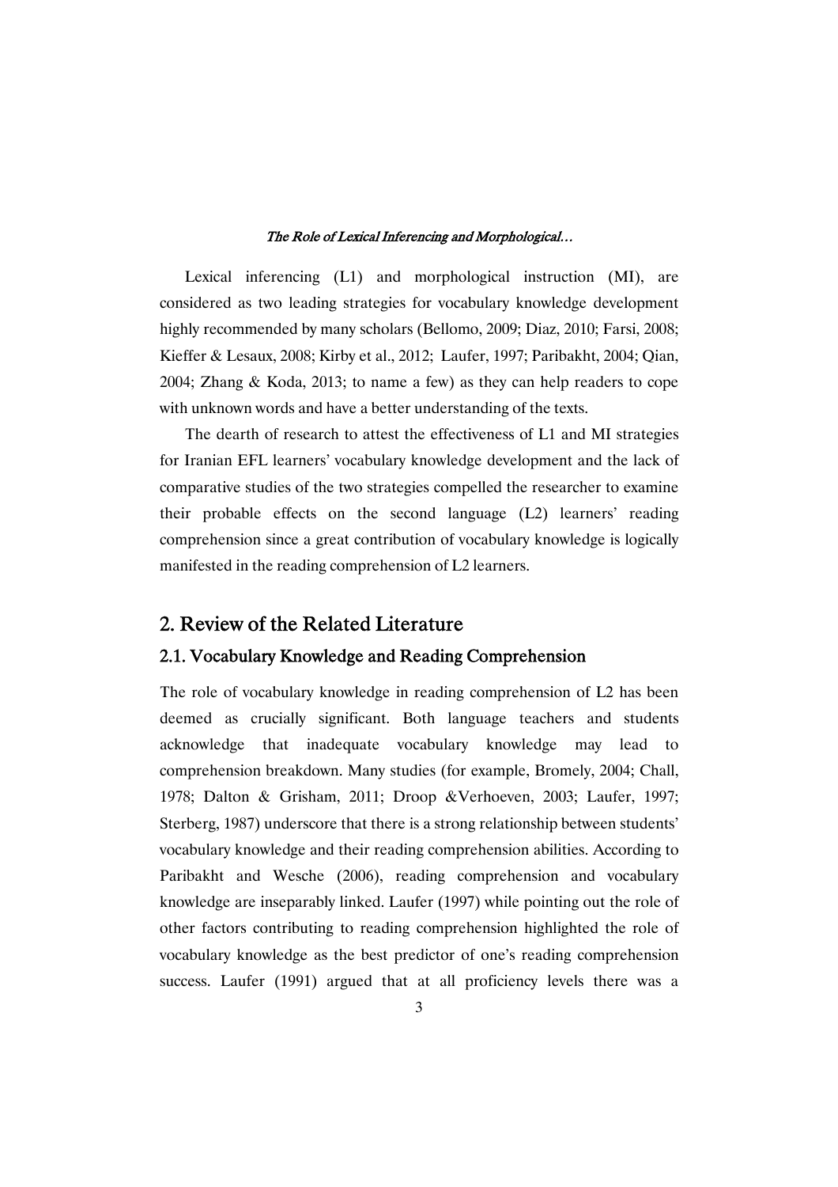Lexical inferencing (L1) and morphological instruction (MI), are considered as two leading strategies for vocabulary knowledge development highly recommended by many scholars (Bellomo, 2009; Diaz, 2010; Farsi, 2008; Kieffer & Lesaux, 2008; Kirby et al., 2012; Laufer, 1997; Paribakht, 2004; Qian, 2004; Zhang & Koda, 2013; to name a few) as they can help readers to cope with unknown words and have a better understanding of the texts.

The dearth of research to attest the effectiveness of L1 and MI strategies for Iranian EFL learners' vocabulary knowledge development and the lack of comparative studies of the two strategies compelled the researcher to examine their probable effects on the second language (L2) learners' reading comprehension since a great contribution of vocabulary knowledge is logically manifested in the reading comprehension of L2 learners.

## 2. Review of the Related Literature

### 2.1. Vocabulary Knowledge and Reading Comprehension

The role of vocabulary knowledge in reading comprehension of L2 has been deemed as crucially significant. Both language teachers and students acknowledge that inadequate vocabulary knowledge may lead to comprehension breakdown. Many studies (for example, Bromely, 2004; Chall, 1978; Dalton & Grisham, 2011; Droop &Verhoeven, 2003; Laufer, 1997; Sterberg, 1987) underscore that there is a strong relationship between students' vocabulary knowledge and their reading comprehension abilities. According to Paribakht and Wesche (2006), reading comprehension and vocabulary knowledge are inseparably linked. Laufer (1997) while pointing out the role of other factors contributing to reading comprehension highlighted the role of vocabulary knowledge as the best predictor of one's reading comprehension success. Laufer (1991) argued that at all proficiency levels there was a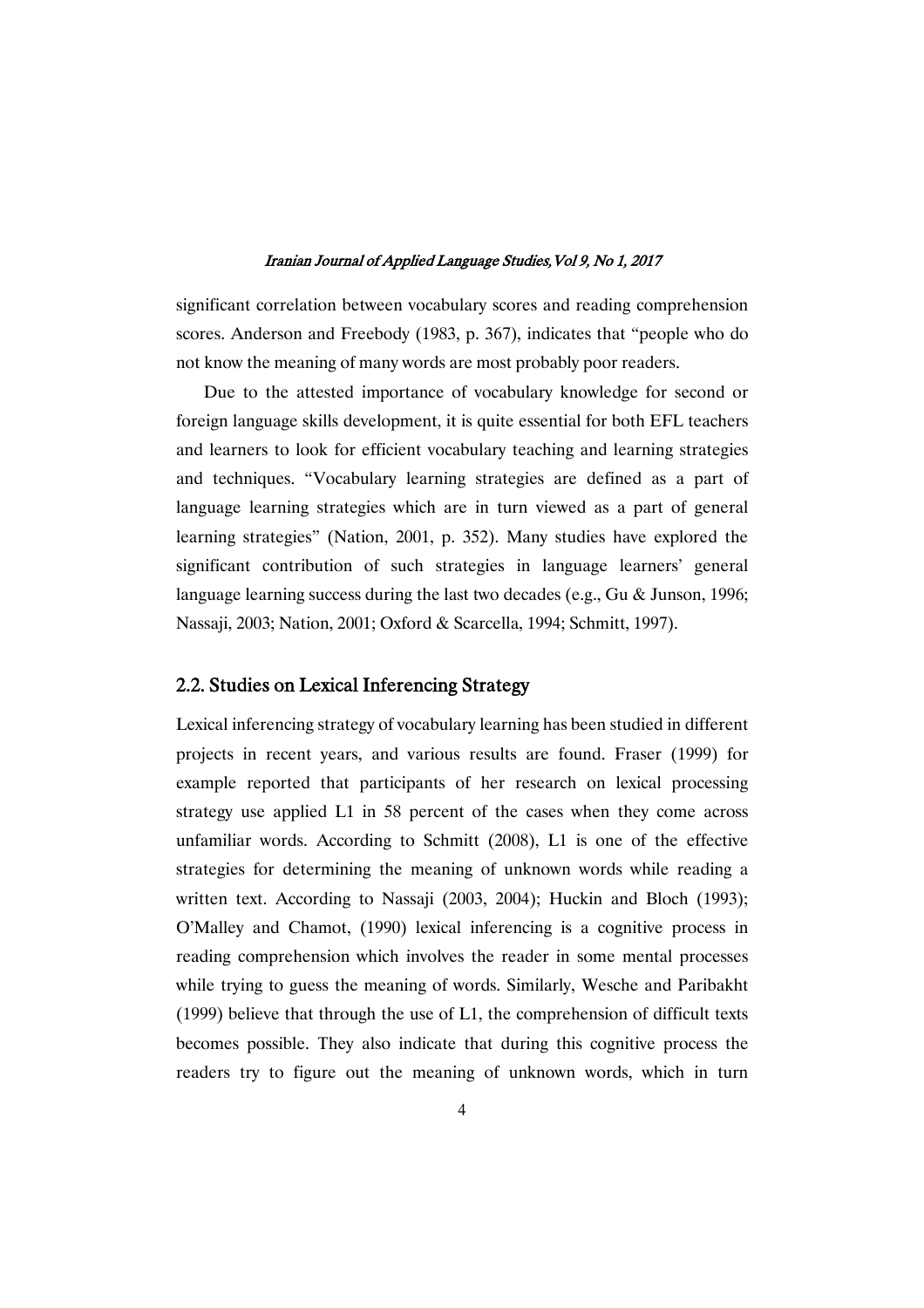significant correlation between vocabulary scores and reading comprehension scores. Anderson and Freebody (1983, p. 367), indicates that "people who do not know the meaning of many words are most probably poor readers.

Due to the attested importance of vocabulary knowledge for second or foreign language skills development, it is quite essential for both EFL teachers and learners to look for efficient vocabulary teaching and learning strategies and techniques. "Vocabulary learning strategies are defined as a part of language learning strategies which are in turn viewed as a part of general learning strategies" (Nation, 2001, p. 352). Many studies have explored the significant contribution of such strategies in language learners' general language learning success during the last two decades (e.g., Gu & Junson, 1996; Nassaji, 2003; Nation, 2001; Oxford & Scarcella, 1994; Schmitt, 1997).

## 2.2. Studies on Lexical Inferencing Strategy

Lexical inferencing strategy of vocabulary learning has been studied in different projects in recent years, and various results are found. Fraser (1999) for example reported that participants of her research on lexical processing strategy use applied L1 in 58 percent of the cases when they come across unfamiliar words. According to Schmitt (2008), L1 is one of the effective strategies for determining the meaning of unknown words while reading a written text. According to Nassaji (2003, 2004); Huckin and Bloch (1993); O'Malley and Chamot, (1990) lexical inferencing is a cognitive process in reading comprehension which involves the reader in some mental processes while trying to guess the meaning of words. Similarly, Wesche and Paribakht (1999) believe that through the use of L1, the comprehension of difficult texts becomes possible. They also indicate that during this cognitive process the readers try to figure out the meaning of unknown words, which in turn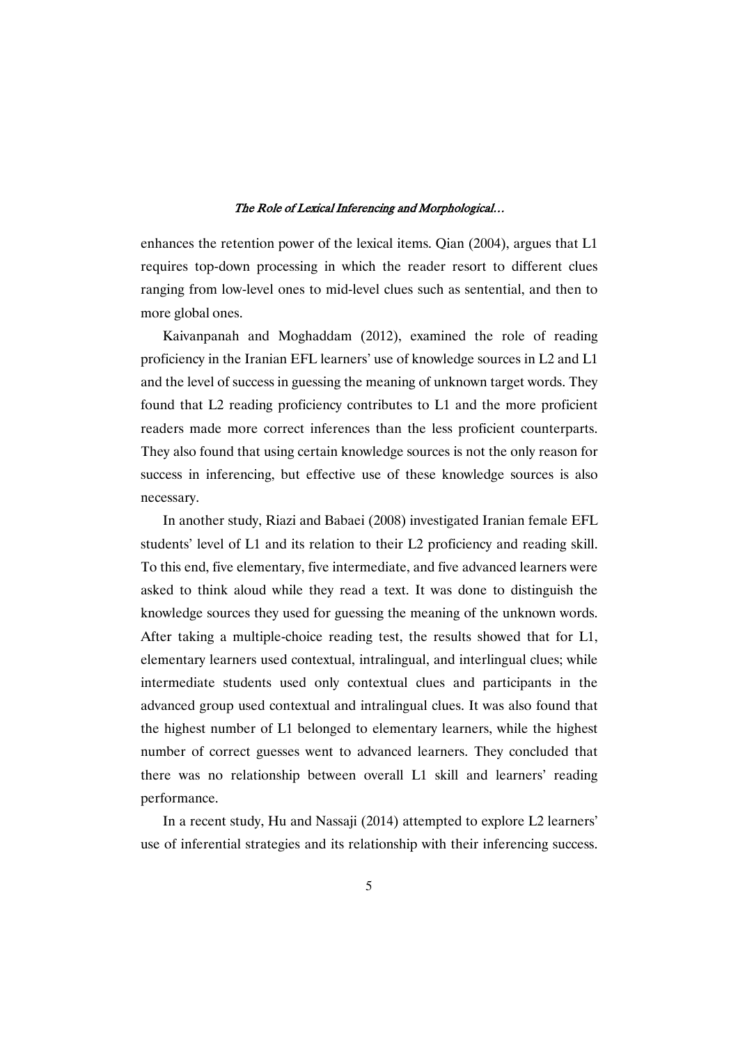enhances the retention power of the lexical items. Qian (2004), argues that L1 requires top-down processing in which the reader resort to different clues ranging from low-level ones to mid-level clues such as sentential, and then to more global ones.

Kaivanpanah and Moghaddam (2012), examined the role of reading proficiency in the Iranian EFL learners' use of knowledge sources in L2 and L1 and the level of success in guessing the meaning of unknown target words. They found that L2 reading proficiency contributes to L1 and the more proficient readers made more correct inferences than the less proficient counterparts. They also found that using certain knowledge sources is not the only reason for success in inferencing, but effective use of these knowledge sources is also necessary.

In another study, Riazi and Babaei (2008) investigated Iranian female EFL students' level of L1 and its relation to their L2 proficiency and reading skill. To this end, five elementary, five intermediate, and five advanced learners were asked to think aloud while they read a text. It was done to distinguish the knowledge sources they used for guessing the meaning of the unknown words. After taking a multiple-choice reading test, the results showed that for L1, elementary learners used contextual, intralingual, and interlingual clues; while intermediate students used only contextual clues and participants in the advanced group used contextual and intralingual clues. It was also found that the highest number of L1 belonged to elementary learners, while the highest number of correct guesses went to advanced learners. They concluded that there was no relationship between overall L1 skill and learners' reading performance.

In a recent study, Hu and Nassaji (2014) attempted to explore L2 learners' use of inferential strategies and its relationship with their inferencing success.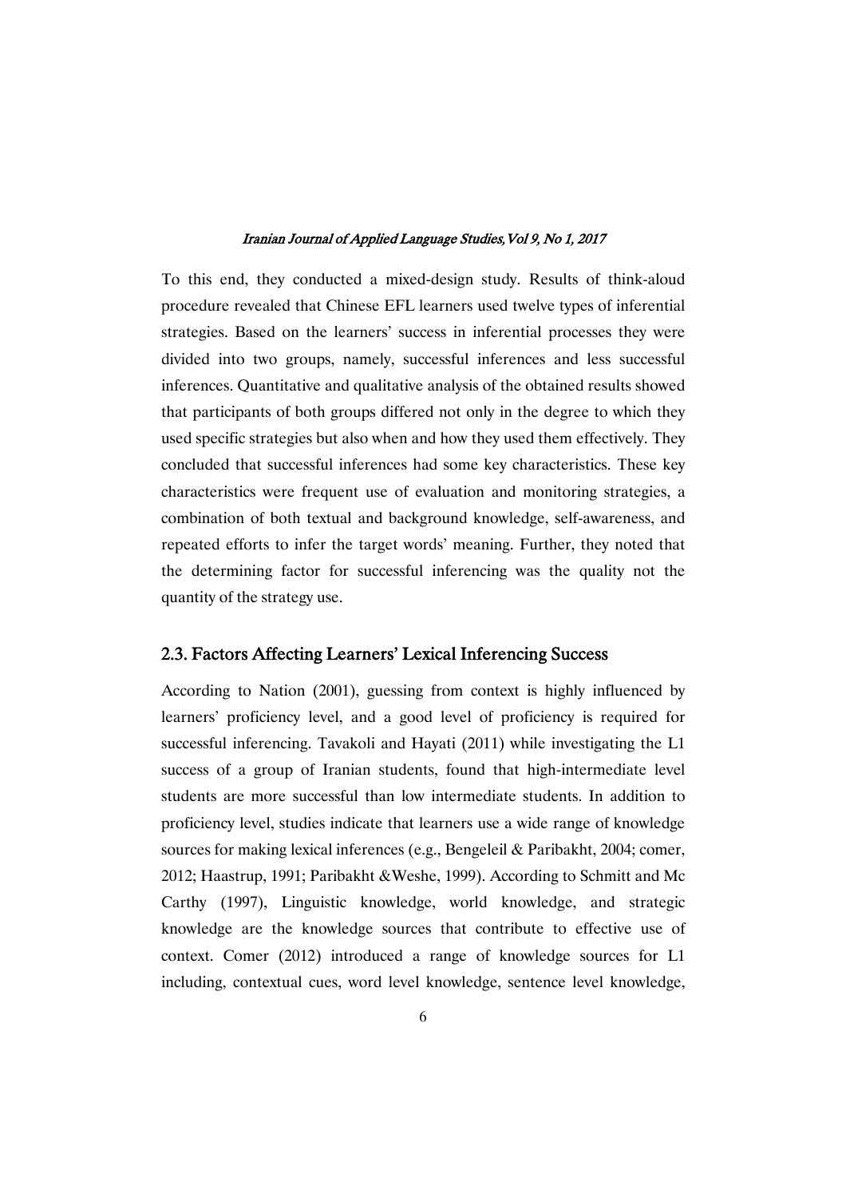To this end, they conducted a mixed-design study. Results of think-aloud procedure revealed that Chinese EFL learners used twelve types of inferential strategies. Based on the learners' success in inferential processes they were divided into two groups, namely, successful inferences and less successful inferences. Quantitative and qualitative analysis of the obtained results showed that participants of both groups differed not only in the degree to which they used specific strategies but also when and how they used them effectively. They concluded that successful inferences had some key characteristics. These key characteristics were frequent use of evaluation and monitoring strategies, a combination of both textual and background knowledge, self-awareness, and repeated efforts to infer the target words' meaning. Further, they noted that the determining factor for successful inferencing was the quality not the quantity of the strategy use.

## 2.3. Factors Affecting Learners' Lexical Inferencing Success

According to Nation (2001), guessing from context is highly influenced by learners' proficiency level, and a good level of proficiency is required for successful inferencing. Tavakoli and Hayati (2011) while investigating the L1 success of a group of Iranian students, found that high-intermediate level students are more successful than low intermediate students. In addition to proficiency level, studies indicate that learners use a wide range of knowledge sources for making lexical inferences (e.g., Bengeleil & Paribakht, 2004; comer, 2012; Haastrup, 1991; Paribakht &Weshe, 1999). According to Schmitt and Mc Carthy (1997), Linguistic knowledge, world knowledge, and strategic knowledge are the knowledge sources that contribute to effective use of context. Comer (2012) introduced a range of knowledge sources for L1 including, contextual cues, word level knowledge, sentence level knowledge,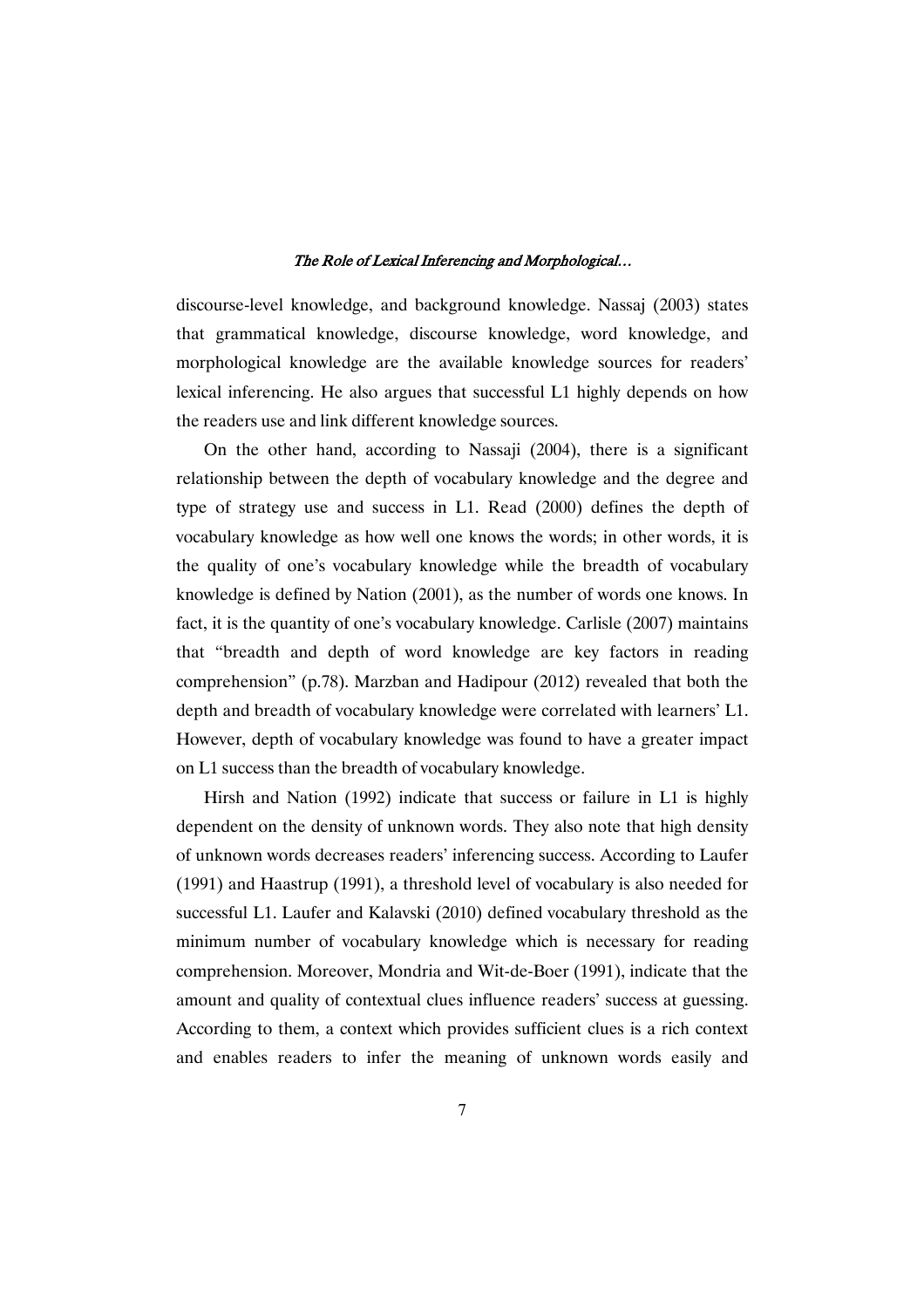discourse-level knowledge, and background knowledge. Nassaj (2003) states that grammatical knowledge, discourse knowledge, word knowledge, and morphological knowledge are the available knowledge sources for readers' lexical inferencing. He also argues that successful L1 highly depends on how the readers use and link different knowledge sources.

On the other hand, according to Nassaji (2004), there is a significant relationship between the depth of vocabulary knowledge and the degree and type of strategy use and success in L1. Read (2000) defines the depth of vocabulary knowledge as how well one knows the words; in other words, it is the quality of one's vocabulary knowledge while the breadth of vocabulary knowledge is defined by Nation (2001), as the number of words one knows. In fact, it is the quantity of one's vocabulary knowledge. Carlisle (2007) maintains that "breadth and depth of word knowledge are key factors in reading comprehension" (p.78). Marzban and Hadipour (2012) revealed that both the depth and breadth of vocabulary knowledge were correlated with learners' L1. However, depth of vocabulary knowledge was found to have a greater impact on L1 success than the breadth of vocabulary knowledge.

Hirsh and Nation (1992) indicate that success or failure in L1 is highly dependent on the density of unknown words. They also note that high density of unknown words decreases readers' inferencing success. According to Laufer (1991) and Haastrup (1991), a threshold level of vocabulary is also needed for successful L1. Laufer and Kalavski (2010) defined vocabulary threshold as the minimum number of vocabulary knowledge which is necessary for reading comprehension. Moreover, Mondria and Wit-de-Boer (1991), indicate that the amount and quality of contextual clues influence readers' success at guessing. According to them, a context which provides sufficient clues is a rich context and enables readers to infer the meaning of unknown words easily and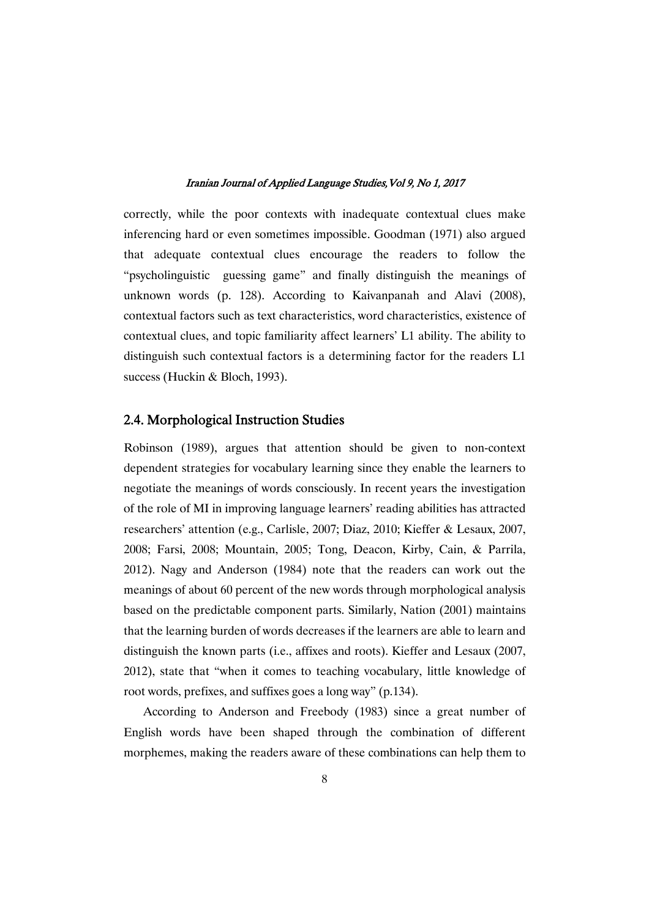correctly, while the poor contexts with inadequate contextual clues make inferencing hard or even sometimes impossible. Goodman (1971) also argued that adequate contextual clues encourage the readers to follow the "psycholinguistic guessing game" and finally distinguish the meanings of unknown words (p. 128). According to Kaivanpanah and Alavi (2008), contextual factors such as text characteristics, word characteristics, existence of contextual clues, and topic familiarity affect learners' L1 ability. The ability to distinguish such contextual factors is a determining factor for the readers L1 success (Huckin & Bloch, 1993).

## 2.4. Morphological Instruction Studies

Robinson (1989), argues that attention should be given to non-context dependent strategies for vocabulary learning since they enable the learners to negotiate the meanings of words consciously. In recent years the investigation of the role of MI in improving language learners' reading abilities has attracted researchers' attention (e.g., Carlisle, 2007; Diaz, 2010; Kieffer & Lesaux, 2007, 2008; Farsi, 2008; Mountain, 2005; Tong, Deacon, Kirby, Cain, & Parrila, 2012). Nagy and Anderson (1984) note that the readers can work out the meanings of about 60 percent of the new words through morphological analysis based on the predictable component parts. Similarly, Nation (2001) maintains that the learning burden of words decreases if the learners are able to learn and distinguish the known parts (i.e., affixes and roots). Kieffer and Lesaux (2007, 2012), state that "when it comes to teaching vocabulary, little knowledge of root words, prefixes, and suffixes goes a long way" (p.134).

According to Anderson and Freebody (1983) since a great number of English words have been shaped through the combination of different morphemes, making the readers aware of these combinations can help them to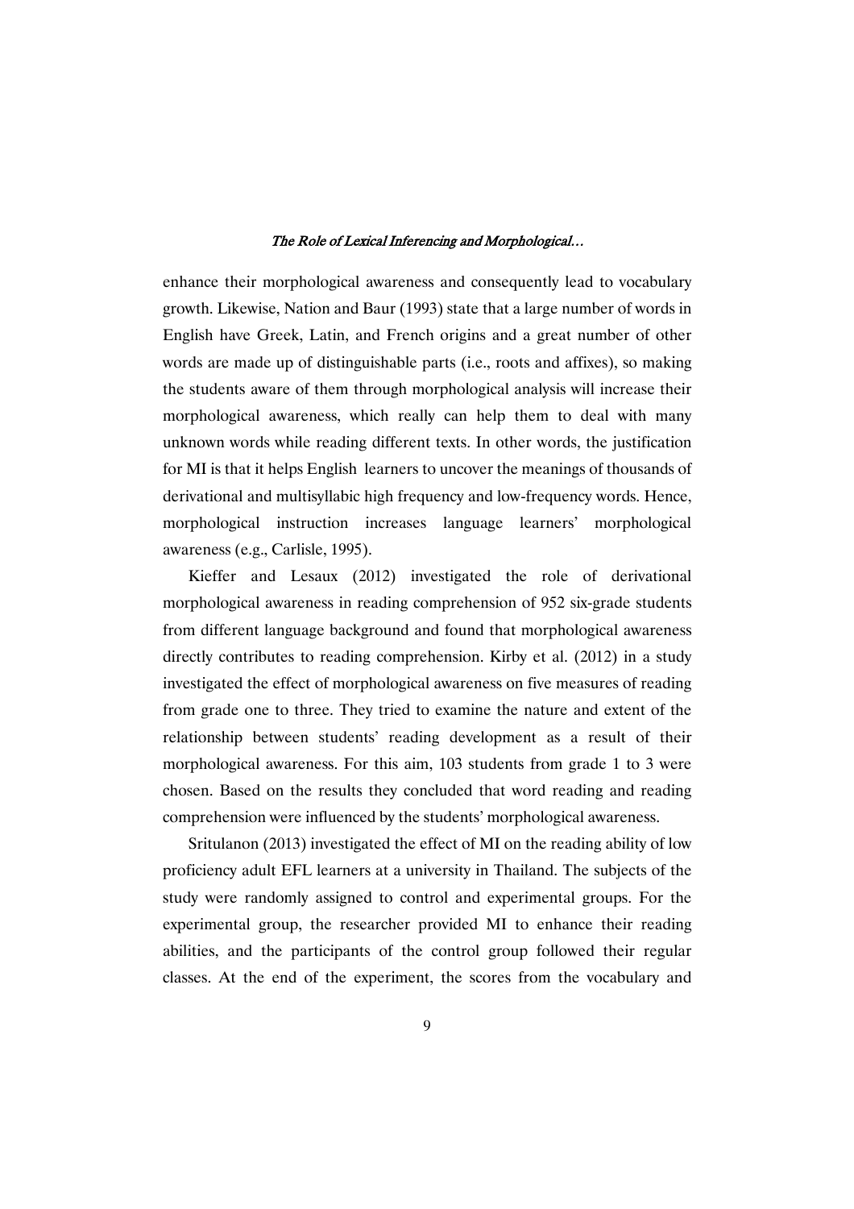enhance their morphological awareness and consequently lead to vocabulary growth. Likewise, Nation and Baur (1993) state that a large number of words in English have Greek, Latin, and French origins and a great number of other words are made up of distinguishable parts (i.e., roots and affixes), so making the students aware of them through morphological analysis will increase their morphological awareness, which really can help them to deal with many unknown words while reading different texts. In other words, the justification for MI is that it helps English learners to uncover the meanings of thousands of derivational and multisyllabic high frequency and low-frequency words. Hence, morphological instruction increases language learners' morphological awareness (e.g., Carlisle, 1995).

Kieffer and Lesaux (2012) investigated the role of derivational morphological awareness in reading comprehension of 952 six-grade students from different language background and found that morphological awareness directly contributes to reading comprehension. Kirby et al. (2012) in a study investigated the effect of morphological awareness on five measures of reading from grade one to three. They tried to examine the nature and extent of the relationship between students' reading development as a result of their morphological awareness. For this aim, 103 students from grade 1 to 3 were chosen. Based on the results they concluded that word reading and reading comprehension were influenced by the students' morphological awareness.

Sritulanon (2013) investigated the effect of MI on the reading ability of low proficiency adult EFL learners at a university in Thailand. The subjects of the study were randomly assigned to control and experimental groups. For the experimental group, the researcher provided MI to enhance their reading abilities, and the participants of the control group followed their regular classes. At the end of the experiment, the scores from the vocabulary and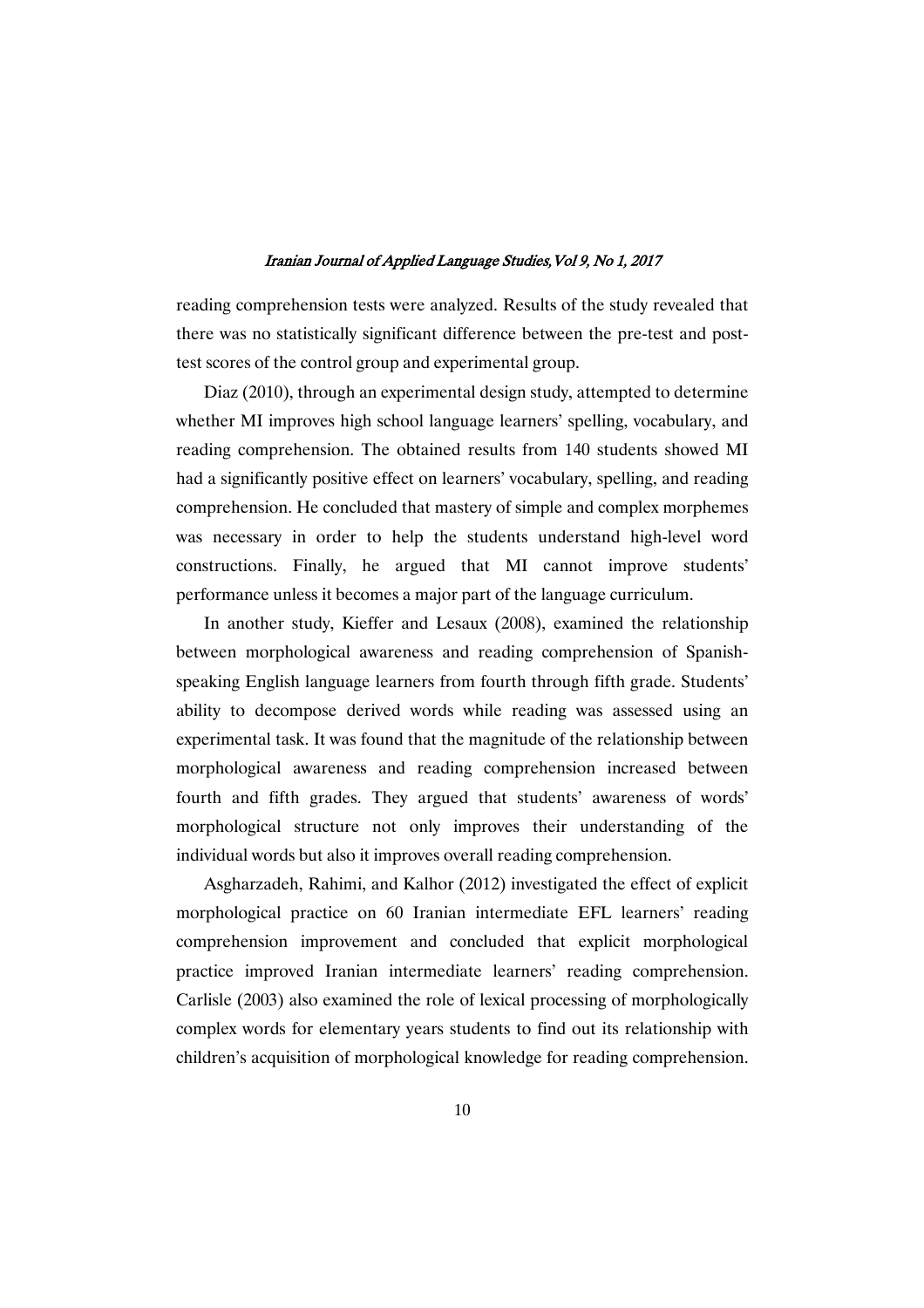reading comprehension tests were analyzed. Results of the study revealed that there was no statistically significant difference between the pre-test and post-test scores of the control group and experimental group.

Diaz (2010), through an experimental design study, attempted to determine whether MI improves high school language learners' spelling, vocabulary, and reading comprehension. The obtained results from 140 students showed MI had a significantly positive effect on learners' vocabulary, spelling, and reading comprehension. He concluded that mastery of simple and complex morphemes was necessary in order to help the students understand high-level word constructions. Finally, he argued that MI cannot improve students' performance unless it becomes a major part of the language curriculum.

In another study, Kieffer and Lesaux (2008), examined the relationship between morphological awareness and reading comprehension of Spanish-speaking English language learners from fourth through fifth grade. Students' ability to decompose derived words while reading was assessed using an experimental task. It was found that the magnitude of the relationship between morphological awareness and reading comprehension increased between fourth and fifth grades. They argued that students' awareness of words' morphological structure not only improves their understanding of the individual words but also it improves overall reading comprehension.

Asgharzadeh, Rahimi, and Kalhor (2012) investigated the effect of explicit morphological practice on 60 Iranian intermediate EFL learners' reading comprehension improvement and concluded that explicit morphological practice improved Iranian intermediate learners' reading comprehension. Carlisle (2003) also examined the role of lexical processing of morphologically complex words for elementary years students to find out its relationship with children's acquisition of morphological knowledge for reading comprehension.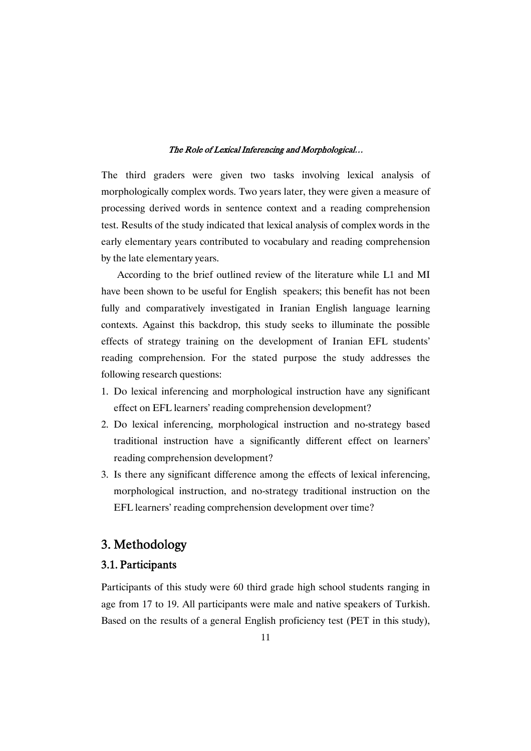The third graders were given two tasks involving lexical analysis of morphologically complex words. Two years later, they were given a measure of processing derived words in sentence context and a reading comprehension test. Results of the study indicated that lexical analysis of complex words in the early elementary years contributed to vocabulary and reading comprehension by the late elementary years.

According to the brief outlined review of the literature while L1 and MI have been shown to be useful for English speakers; this benefit has not been fully and comparatively investigated in Iranian English language learning contexts. Against this backdrop, this study seeks to illuminate the possible effects of strategy training on the development of Iranian EFL students' reading comprehension. For the stated purpose the study addresses the following research questions:

1. Do lexical inferencing and morphological instruction have any significant effect on EFL learners' reading comprehension development?
2. Do lexical inferencing, morphological instruction and no-strategy based traditional instruction have a significantly different effect on learners' reading comprehension development?
3. Is there any significant difference among the effects of lexical inferencing, morphological instruction, and no-strategy traditional instruction on the EFL learners' reading comprehension development over time?

## 3. Methodology

### 3.1. Participants

Participants of this study were 60 third grade high school students ranging in age from 17 to 19. All participants were male and native speakers of Turkish. Based on the results of a general English proficiency test (PET in this study),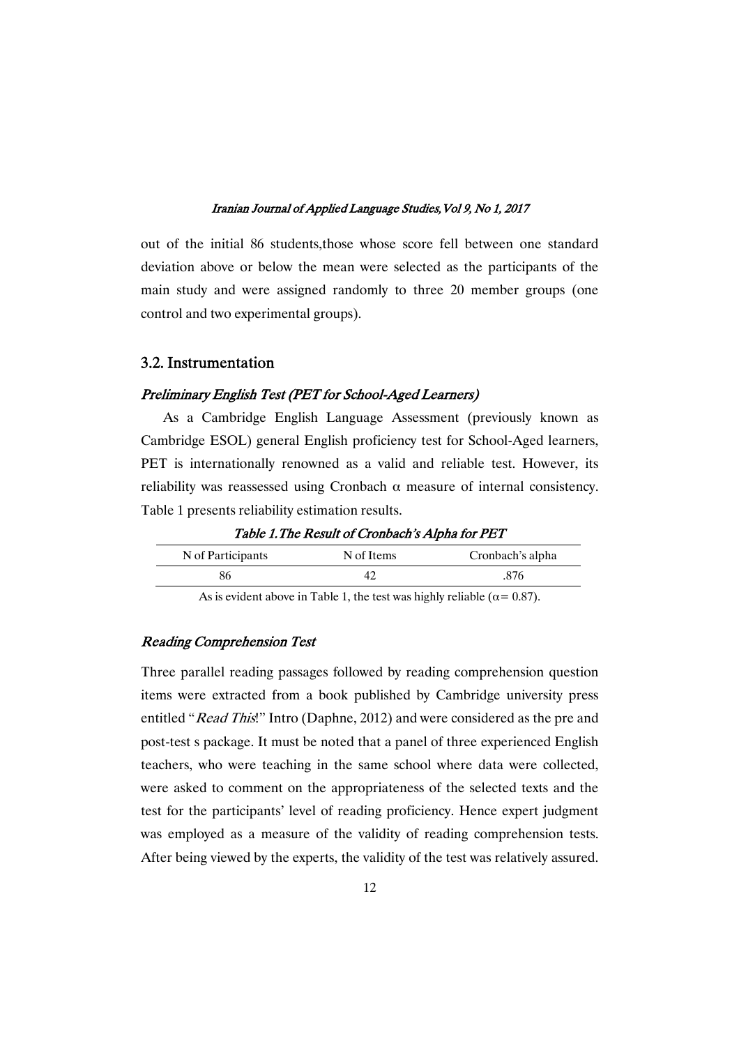out of the initial 86 students,those whose score fell between one standard deviation above or below the mean were selected as the participants of the main study and were assigned randomly to three 20 member groups (one control and two experimental groups).

## 3.2. Instrumentation

### *Preliminary English Test (PET for School-Aged Learners)*

As a Cambridge English Language Assessment (previously known as Cambridge ESOL) general English proficiency test for School-Aged learners, PET is internationally renowned as a valid and reliable test. However, its reliability was reassessed using Cronbach α measure of internal consistency. Table 1 presents reliability estimation results.

*Table 1.The Result of Cronbach's Alpha for PET*

| N of Participants | N of Items | Cronbach's alpha |
|---|---|---|
| 86 | 42 | .876 |

As is evident above in Table 1, the test was highly reliable (α= 0.87).

### *Reading Comprehension Test*

Three parallel reading passages followed by reading comprehension question items were extracted from a book published by Cambridge university press entitled "*Read This*!" Intro (Daphne, 2012) and were considered as the pre and post-test s package. It must be noted that a panel of three experienced English teachers, who were teaching in the same school where data were collected, were asked to comment on the appropriateness of the selected texts and the test for the participants' level of reading proficiency. Hence expert judgment was employed as a measure of the validity of reading comprehension tests. After being viewed by the experts, the validity of the test was relatively assured.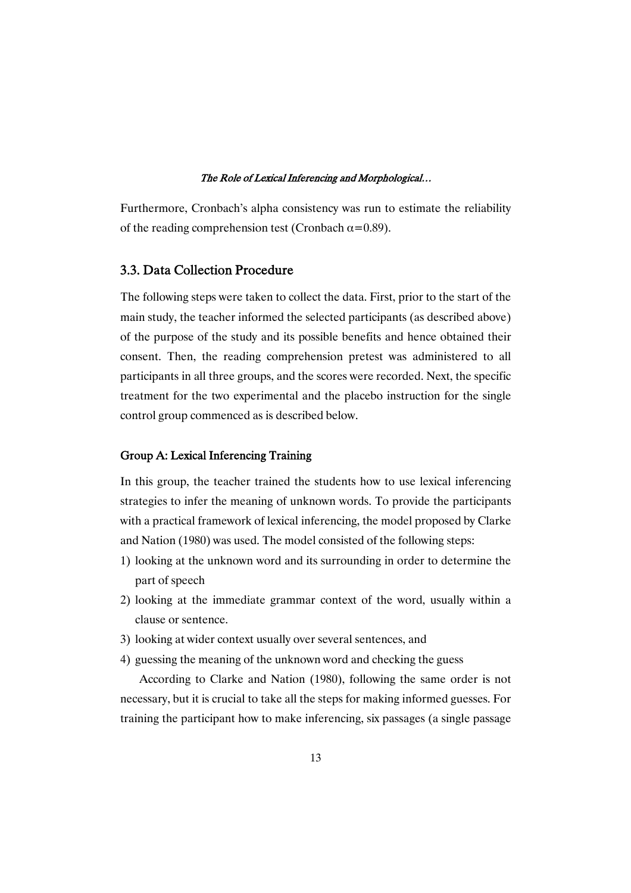Furthermore, Cronbach's alpha consistency was run to estimate the reliability of the reading comprehension test (Cronbach $\alpha$=0.89).

## 3.3. Data Collection Procedure

The following steps were taken to collect the data. First, prior to the start of the main study, the teacher informed the selected participants (as described above) of the purpose of the study and its possible benefits and hence obtained their consent. Then, the reading comprehension pretest was administered to all participants in all three groups, and the scores were recorded. Next, the specific treatment for the two experimental and the placebo instruction for the single control group commenced as is described below.

### Group A: Lexical Inferencing Training

In this group, the teacher trained the students how to use lexical inferencing strategies to infer the meaning of unknown words. To provide the participants with a practical framework of lexical inferencing, the model proposed by Clarke and Nation (1980) was used. The model consisted of the following steps:

1) looking at the unknown word and its surrounding in order to determine the part of speech
2) looking at the immediate grammar context of the word, usually within a clause or sentence.
3) looking at wider context usually over several sentences, and
4) guessing the meaning of the unknown word and checking the guess

According to Clarke and Nation (1980), following the same order is not necessary, but it is crucial to take all the steps for making informed guesses. For training the participant how to make inferencing, six passages (a single passage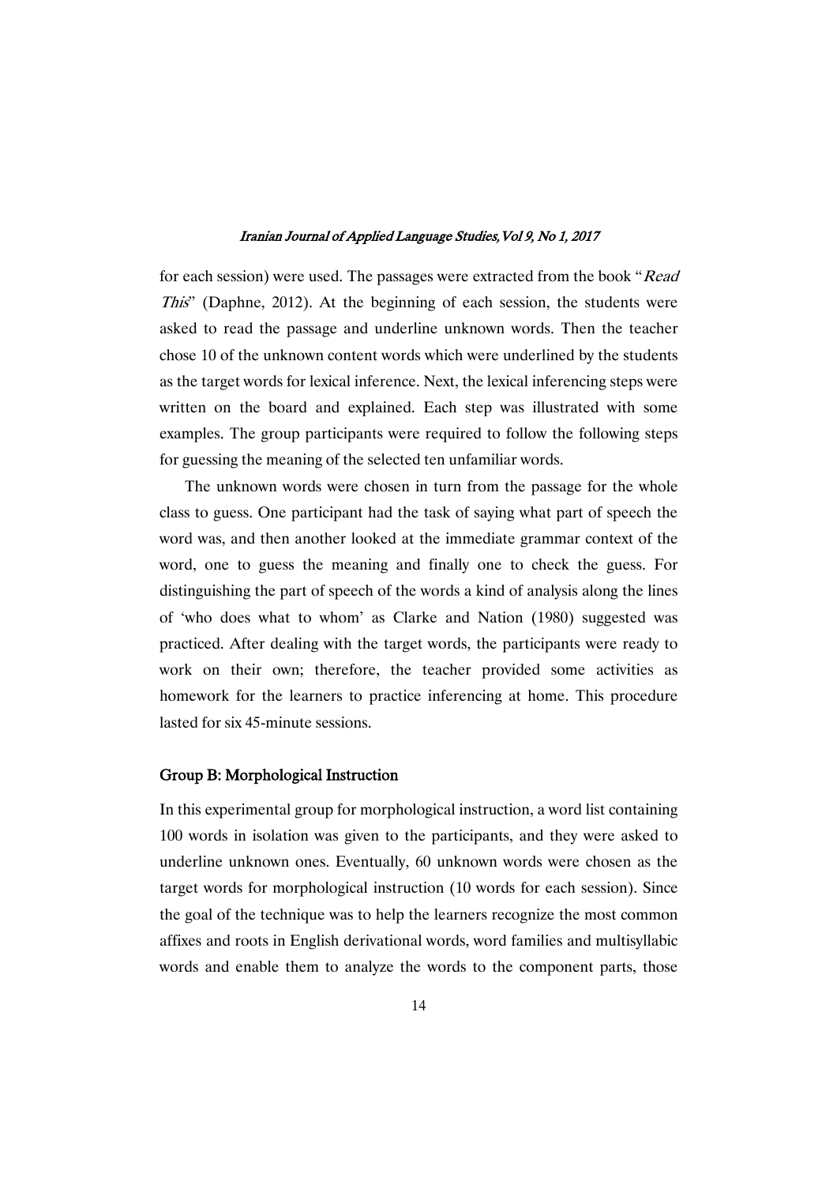for each session) were used. The passages were extracted from the book "*Read This*" (Daphne, 2012). At the beginning of each session, the students were asked to read the passage and underline unknown words. Then the teacher chose 10 of the unknown content words which were underlined by the students as the target words for lexical inference. Next, the lexical inferencing steps were written on the board and explained. Each step was illustrated with some examples. The group participants were required to follow the following steps for guessing the meaning of the selected ten unfamiliar words.

The unknown words were chosen in turn from the passage for the whole class to guess. One participant had the task of saying what part of speech the word was, and then another looked at the immediate grammar context of the word, one to guess the meaning and finally one to check the guess. For distinguishing the part of speech of the words a kind of analysis along the lines of 'who does what to whom' as Clarke and Nation (1980) suggested was practiced. After dealing with the target words, the participants were ready to work on their own; therefore, the teacher provided some activities as homework for the learners to practice inferencing at home. This procedure lasted for six 45-minute sessions.

### Group B: Morphological Instruction

In this experimental group for morphological instruction, a word list containing 100 words in isolation was given to the participants, and they were asked to underline unknown ones. Eventually, 60 unknown words were chosen as the target words for morphological instruction (10 words for each session). Since the goal of the technique was to help the learners recognize the most common affixes and roots in English derivational words, word families and multisyllabic words and enable them to analyze the words to the component parts, those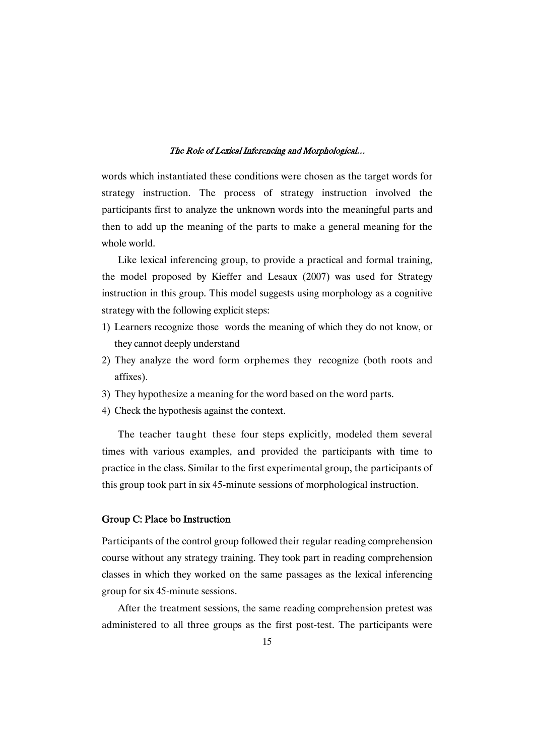words which instantiated these conditions were chosen as the target words for strategy instruction. The process of strategy instruction involved the participants first to analyze the unknown words into the meaningful parts and then to add up the meaning of the parts to make a general meaning for the whole world.

Like lexical inferencing group, to provide a practical and formal training, the model proposed by Kieffer and Lesaux (2007) was used for Strategy instruction in this group. This model suggests using morphology as a cognitive strategy with the following explicit steps:

1) Learners recognize those words the meaning of which they do not know, or they cannot deeply understand
2) They analyze the word form orphemes they recognize (both roots and affixes).
3) They hypothesize a meaning for the word based on the word parts.
4) Check the hypothesis against the context.

The teacher taught these four steps explicitly, modeled them several times with various examples, and provided the participants with time to practice in the class. Similar to the first experimental group, the participants of this group took part in six 45-minute sessions of morphological instruction.

### Group C: Place bo Instruction

Participants of the control group followed their regular reading comprehension course without any strategy training. They took part in reading comprehension classes in which they worked on the same passages as the lexical inferencing group for six 45-minute sessions.

After the treatment sessions, the same reading comprehension pretest was administered to all three groups as the first post-test. The participants were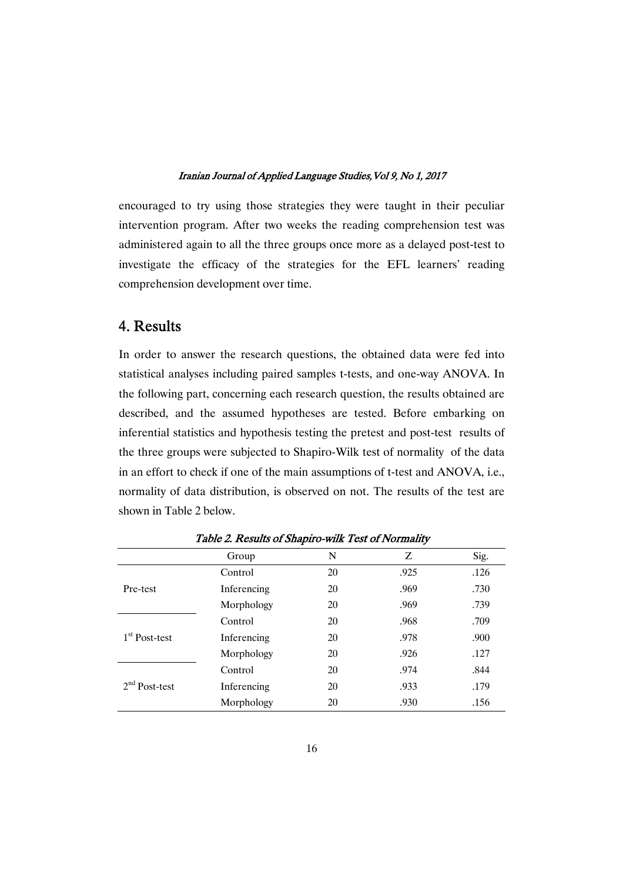encouraged to try using those strategies they were taught in their peculiar intervention program. After two weeks the reading comprehension test was administered again to all the three groups once more as a delayed post-test to investigate the efficacy of the strategies for the EFL learners' reading comprehension development over time.

## 4. Results

In order to answer the research questions, the obtained data were fed into statistical analyses including paired samples t-tests, and one-way ANOVA. In the following part, concerning each research question, the results obtained are described, and the assumed hypotheses are tested. Before embarking on inferential statistics and hypothesis testing the pretest and post-test results of the three groups were subjected to Shapiro-Wilk test of normality of the data in an effort to check if one of the main assumptions of t-test and ANOVA, i.e., normality of data distribution, is observed on not. The results of the test are shown in Table 2 below.

*Table 2. Results of Shapiro-wilk Test of Normality*

| | Group | N | Z | Sig. |
|---|---|---|---|---|
| Pre-test | Control | 20 | .925 | .126 |
| | Inferencing | 20 | .969 | .730 |
| | Morphology | 20 | .969 | .739 |
| 1st Post-test | Control | 20 | .968 | .709 |
| | Inferencing | 20 | .978 | .900 |
| | Morphology | 20 | .926 | .127 |
| 2nd Post-test | Control | 20 | .974 | .844 |
| | Inferencing | 20 | .933 | .179 |
| | Morphology | 20 | .930 | .156 |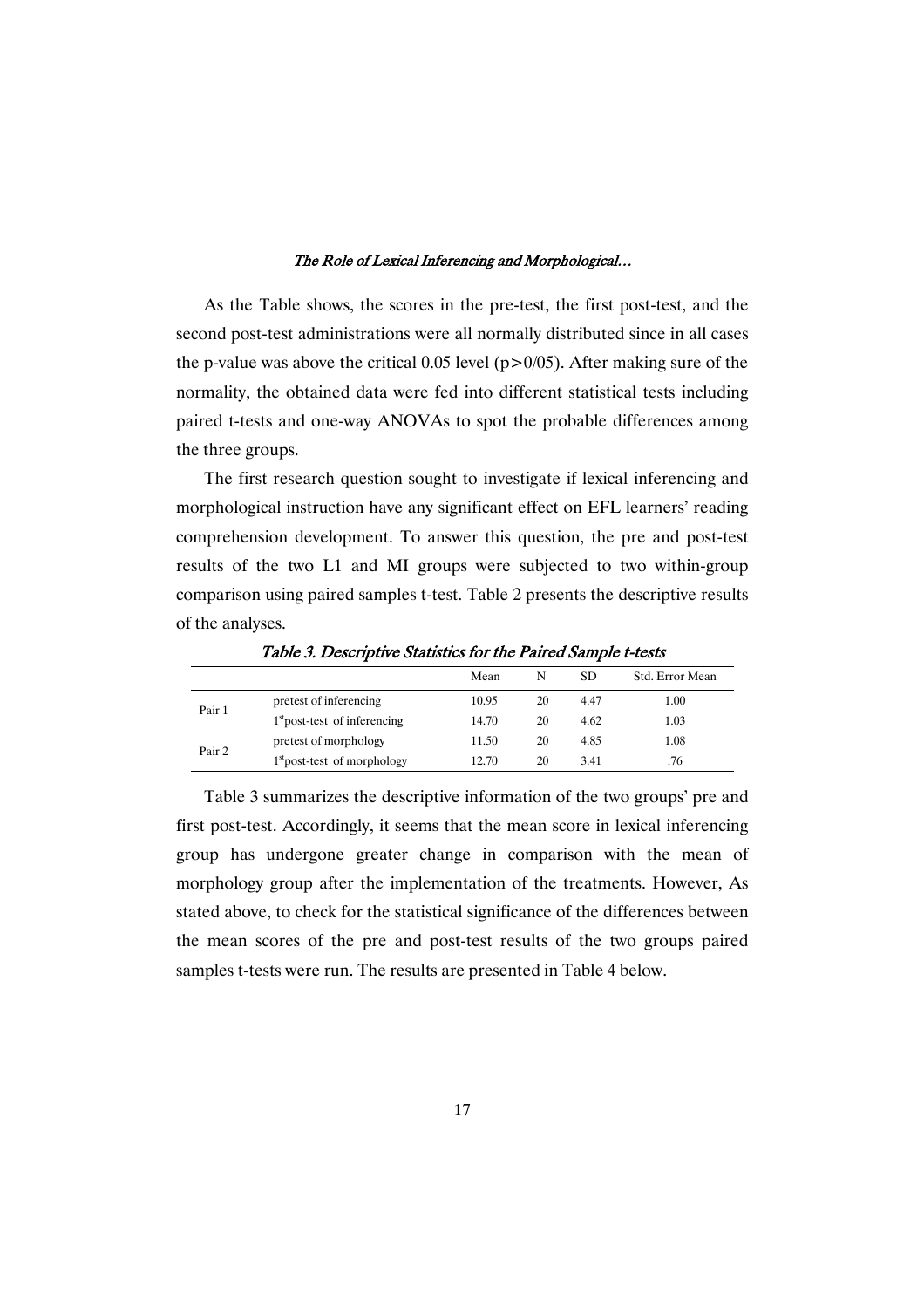As the Table shows, the scores in the pre-test, the first post-test, and the second post-test administrations were all normally distributed since in all cases the p-value was above the critical 0.05 level (p>0/05). After making sure of the normality, the obtained data were fed into different statistical tests including paired t-tests and one-way ANOVAs to spot the probable differences among the three groups.

The first research question sought to investigate if lexical inferencing and morphological instruction have any significant effect on EFL learners' reading comprehension development. To answer this question, the pre and post-test results of the two L1 and MI groups were subjected to two within-group comparison using paired samples t-test. Table 2 presents the descriptive results of the analyses.

*Table 3. Descriptive Statistics for the Paired Sample t-tests*

| | | Mean | N | SD | Std. Error Mean |
|---|---|---|---|---|---|
| Pair 1 | pretest of inferencing | 10.95 | 20 | 4.47 | 1.00 |
| | 1st post-test of inferencing | 14.70 | 20 | 4.62 | 1.03 |
| Pair 2 | pretest of morphology | 11.50 | 20 | 4.85 | 1.08 |
| | 1st post-test of morphology | 12.70 | 20 | 3.41 | .76 |

Table 3 summarizes the descriptive information of the two groups' pre and first post-test. Accordingly, it seems that the mean score in lexical inferencing group has undergone greater change in comparison with the mean of morphology group after the implementation of the treatments. However, As stated above, to check for the statistical significance of the differences between the mean scores of the pre and post-test results of the two groups paired samples t-tests were run. The results are presented in Table 4 below.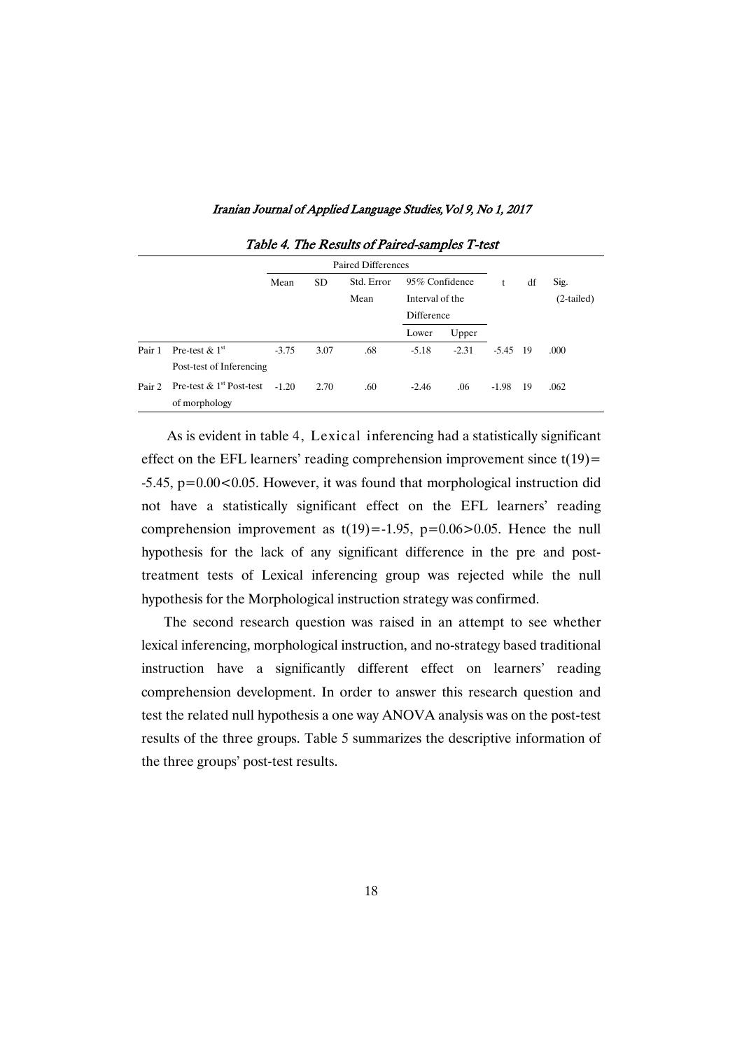*Table 4. The Results of Paired-samples T-test*

| | | Paired Differences | | | | | t | df | Sig. (2-tailed) |
|---|---|---|---|---|---|---|---|---|---|
| | | Mean | SD | Std. Error Mean | 95% Confidence Interval of the Difference | | | | |
| | | | | | Lower | Upper | | | |
| Pair 1 | Pre-test & 1st Post-test of Inferencing | -3.75 | 3.07 | .68 | -5.18 | -2.31 | -5.45 | 19 | .000 |
| Pair 2 | Pre-test & 1st Post-test of morphology | -1.20 | 2.70 | .60 | -2.46 | .06 | -1.98 | 19 | .062 |

As is evident in table 4, Lexical inferencing had a statistically significant effect on the EFL learners' reading comprehension improvement since $t(19)= -5.45$, $p=0.00<0.05$. However, it was found that morphological instruction did not have a statistically significant effect on the EFL learners' reading comprehension improvement as $t(19)=-1.95$, $p=0.06>0.05$. Hence the null hypothesis for the lack of any significant difference in the pre and post-treatment tests of Lexical inferencing group was rejected while the null hypothesis for the Morphological instruction strategy was confirmed.

The second research question was raised in an attempt to see whether lexical inferencing, morphological instruction, and no-strategy based traditional instruction have a significantly different effect on learners' reading comprehension development. In order to answer this research question and test the related null hypothesis a one way ANOVA analysis was on the post-test results of the three groups. Table 5 summarizes the descriptive information of the three groups' post-test results.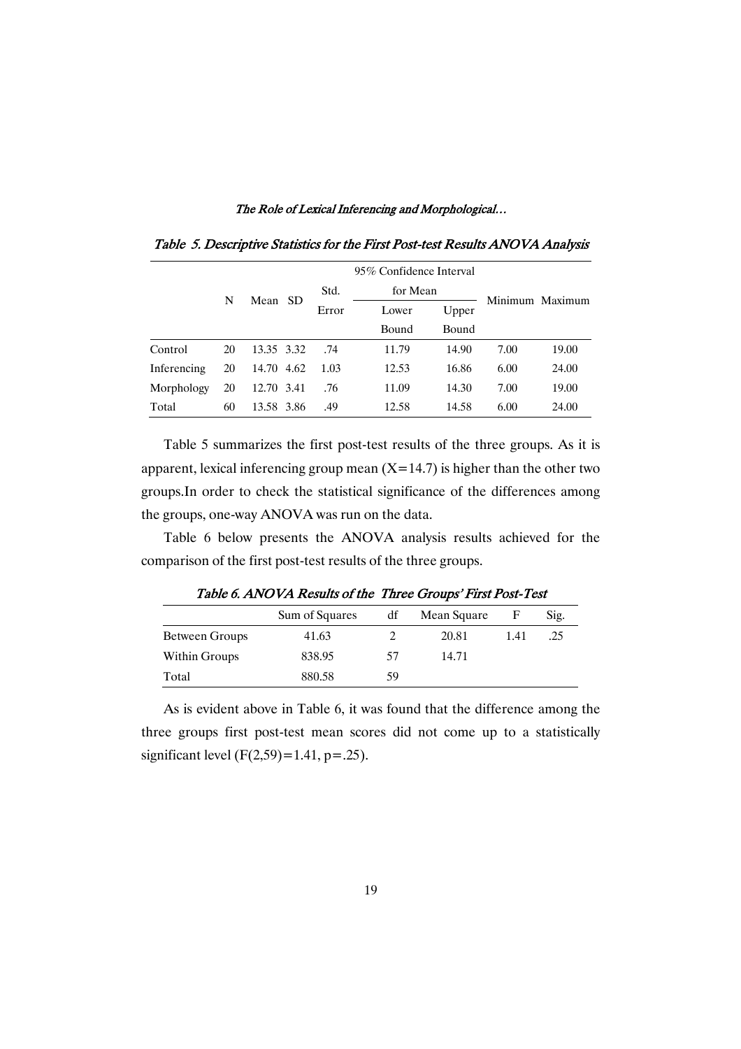*Table 5. Descriptive Statistics for the First Post-test Results ANOVA Analysis*

| | N | Mean | SD | Std. Error | 95% Confidence Interval for Mean | | Minimum | Maximum |
|---|---|---|---|---|---|---|---|---|
| | | | | | Lower Bound | Upper Bound | | |
| Control | 20 | 13.35 | 3.32 | .74 | 11.79 | 14.90 | 7.00 | 19.00 |
| Inferencing | 20 | 14.70 | 4.62 | 1.03 | 12.53 | 16.86 | 6.00 | 24.00 |
| Morphology | 20 | 12.70 | 3.41 | .76 | 11.09 | 14.30 | 7.00 | 19.00 |
| Total | 60 | 13.58 | 3.86 | .49 | 12.58 | 14.58 | 6.00 | 24.00 |

Table 5 summarizes the first post-test results of the three groups. As it is apparent, lexical inferencing group mean ($X=14.7$) is higher than the other two groups.In order to check the statistical significance of the differences among the groups, one-way ANOVA was run on the data.

Table 6 below presents the ANOVA analysis results achieved for the comparison of the first post-test results of the three groups.

*Table 6. ANOVA Results of the Three Groups' First Post-Test*

| | Sum of Squares | df | Mean Square | F | Sig. |
|---|---|---|---|---|---|
| Between Groups | 41.63 | 2 | 20.81 | 1.41 | .25 |
| Within Groups | 838.95 | 57 | 14.71 | | |
| Total | 880.58 | 59 | | | |

As is evident above in Table 6, it was found that the difference among the three groups first post-test mean scores did not come up to a statistically significant level ($F(2,59)=1.41$, $p=.25$).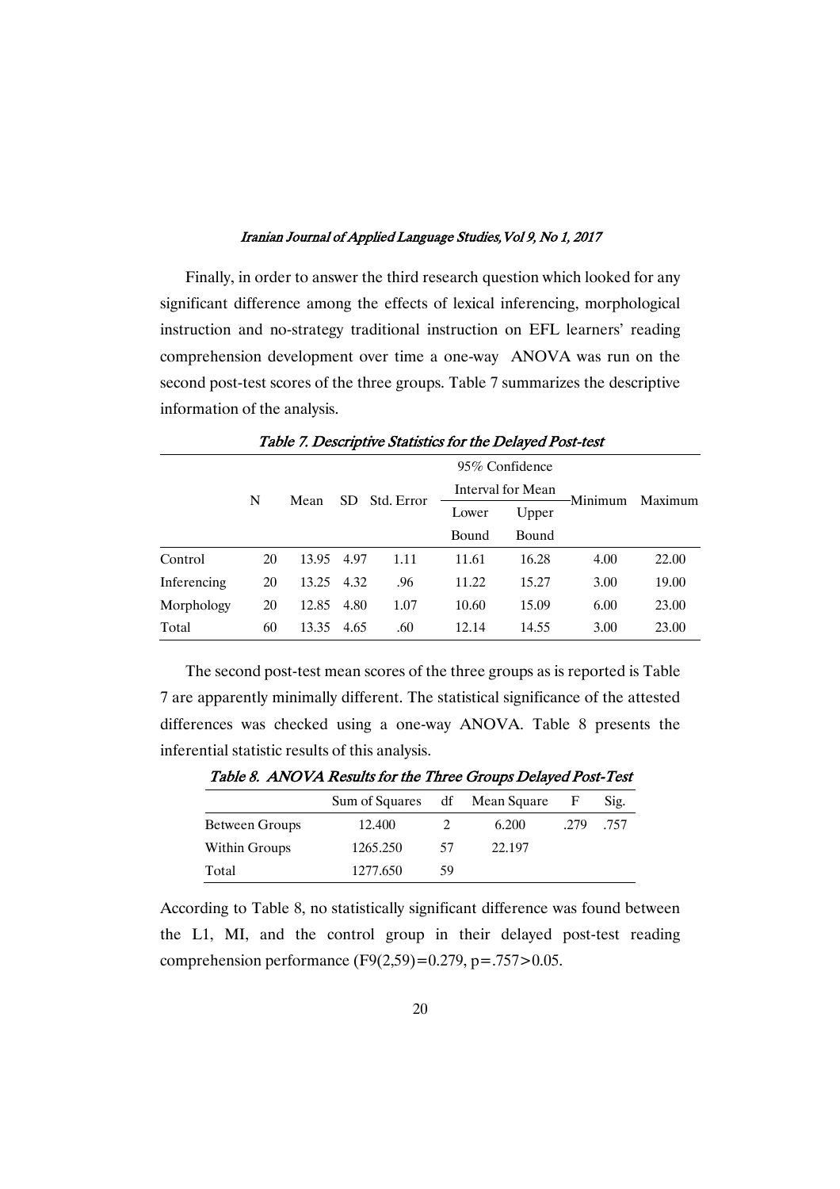Finally, in order to answer the third research question which looked for any significant difference among the effects of lexical inferencing, morphological instruction and no-strategy traditional instruction on EFL learners' reading comprehension development over time a one-way ANOVA was run on the second post-test scores of the three groups. Table 7 summarizes the descriptive information of the analysis.

*Table 7. Descriptive Statistics for the Delayed Post-test*

| | N | Mean | SD | Std. Error | 95% Confidence Interval for Mean | | Minimum | Maximum |
|---|---|---|---|---|---|---|---|---|
| | | | | | Lower Bound | Upper Bound | | |
| Control | 20 | 13.95 | 4.97 | 1.11 | 11.61 | 16.28 | 4.00 | 22.00 |
| Inferencing | 20 | 13.25 | 4.32 | .96 | 11.22 | 15.27 | 3.00 | 19.00 |
| Morphology | 20 | 12.85 | 4.80 | 1.07 | 10.60 | 15.09 | 6.00 | 23.00 |
| Total | 60 | 13.35 | 4.65 | .60 | 12.14 | 14.55 | 3.00 | 23.00 |

The second post-test mean scores of the three groups as is reported is Table 7 are apparently minimally different. The statistical significance of the attested differences was checked using a one-way ANOVA. Table 8 presents the inferential statistic results of this analysis.

*Table 8. ANOVA Results for the Three Groups Delayed Post-Test*

| | Sum of Squares | df | Mean Square | F | Sig. |
|---|---|---|---|---|---|
| Between Groups | 12.400 | 2 | 6.200 | .279 | .757 |
| Within Groups | 1265.250 | 57 | 22.197 | | |
| Total | 1277.650 | 59 | | | |

According to Table 8, no statistically significant difference was found between the L1, MI, and the control group in their delayed post-test reading comprehension performance ($F9(2,59)=0.279$, $p=.757>0.05$.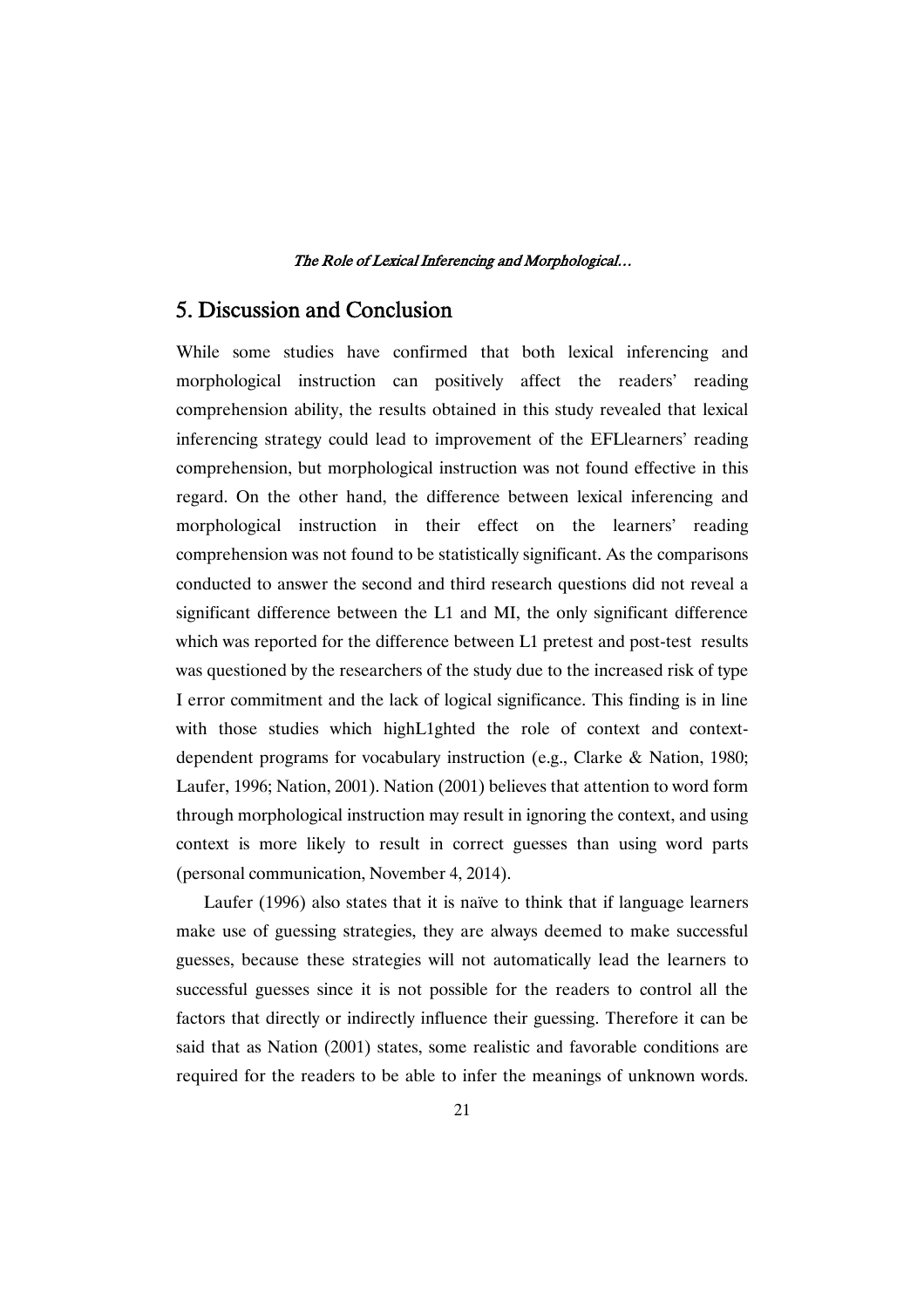## 5. Discussion and Conclusion

While some studies have confirmed that both lexical inferencing and morphological instruction can positively affect the readers' reading comprehension ability, the results obtained in this study revealed that lexical inferencing strategy could lead to improvement of the EFLlearners' reading comprehension, but morphological instruction was not found effective in this regard. On the other hand, the difference between lexical inferencing and morphological instruction in their effect on the learners' reading comprehension was not found to be statistically significant. As the comparisons conducted to answer the second and third research questions did not reveal a significant difference between the L1 and MI, the only significant difference which was reported for the difference between L1 pretest and post-test results was questioned by the researchers of the study due to the increased risk of type I error commitment and the lack of logical significance. This finding is in line with those studies which highL1ghted the role of context and context-dependent programs for vocabulary instruction (e.g., Clarke & Nation, 1980; Laufer, 1996; Nation, 2001). Nation (2001) believes that attention to word form through morphological instruction may result in ignoring the context, and using context is more likely to result in correct guesses than using word parts (personal communication, November 4, 2014).

Laufer (1996) also states that it is naïve to think that if language learners make use of guessing strategies, they are always deemed to make successful guesses, because these strategies will not automatically lead the learners to successful guesses since it is not possible for the readers to control all the factors that directly or indirectly influence their guessing. Therefore it can be said that as Nation (2001) states, some realistic and favorable conditions are required for the readers to be able to infer the meanings of unknown words.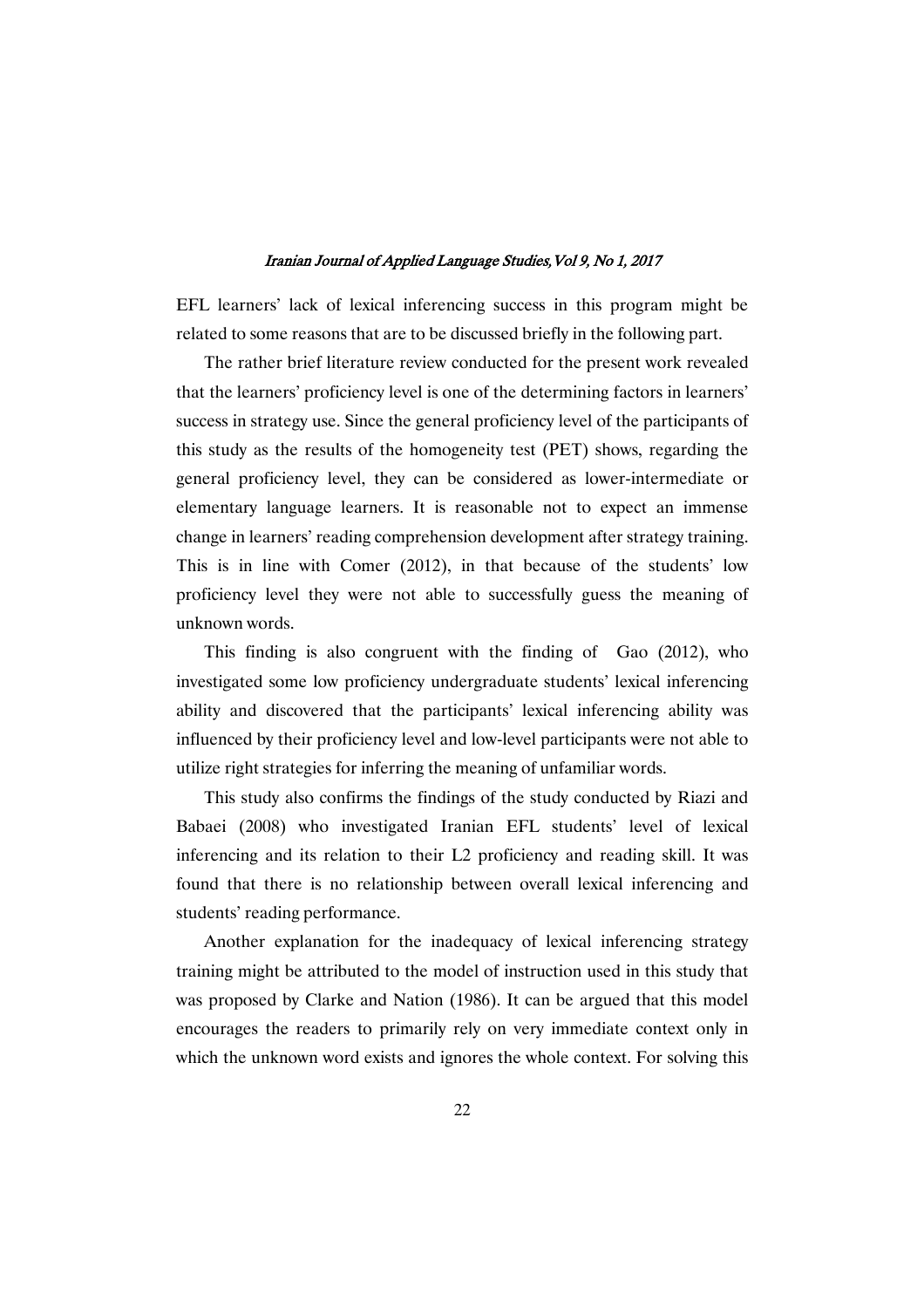EFL learners' lack of lexical inferencing success in this program might be related to some reasons that are to be discussed briefly in the following part.

The rather brief literature review conducted for the present work revealed that the learners' proficiency level is one of the determining factors in learners' success in strategy use. Since the general proficiency level of the participants of this study as the results of the homogeneity test (PET) shows, regarding the general proficiency level, they can be considered as lower-intermediate or elementary language learners. It is reasonable not to expect an immense change in learners' reading comprehension development after strategy training. This is in line with Comer (2012), in that because of the students' low proficiency level they were not able to successfully guess the meaning of unknown words.

This finding is also congruent with the finding of Gao (2012), who investigated some low proficiency undergraduate students' lexical inferencing ability and discovered that the participants' lexical inferencing ability was influenced by their proficiency level and low-level participants were not able to utilize right strategies for inferring the meaning of unfamiliar words.

This study also confirms the findings of the study conducted by Riazi and Babaei (2008) who investigated Iranian EFL students' level of lexical inferencing and its relation to their L2 proficiency and reading skill. It was found that there is no relationship between overall lexical inferencing and students' reading performance.

Another explanation for the inadequacy of lexical inferencing strategy training might be attributed to the model of instruction used in this study that was proposed by Clarke and Nation (1986). It can be argued that this model encourages the readers to primarily rely on very immediate context only in which the unknown word exists and ignores the whole context. For solving this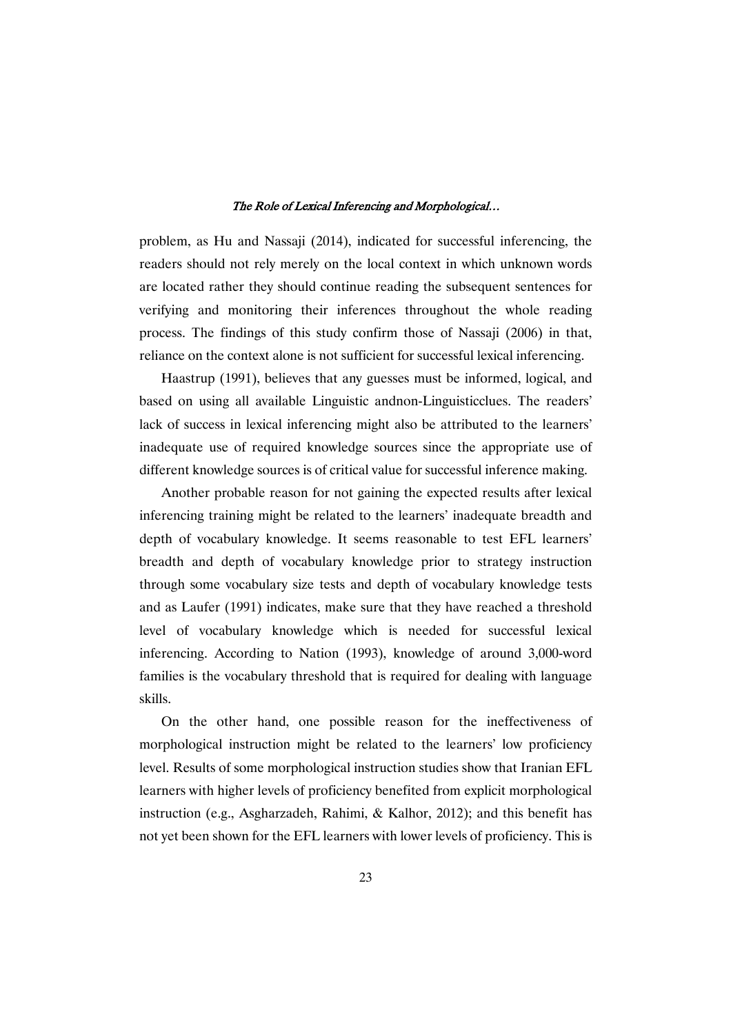problem, as Hu and Nassaji (2014), indicated for successful inferencing, the readers should not rely merely on the local context in which unknown words are located rather they should continue reading the subsequent sentences for verifying and monitoring their inferences throughout the whole reading process. The findings of this study confirm those of Nassaji (2006) in that, reliance on the context alone is not sufficient for successful lexical inferencing.

Haastrup (1991), believes that any guesses must be informed, logical, and based on using all available Linguistic andnon-Linguisticclues. The readers' lack of success in lexical inferencing might also be attributed to the learners' inadequate use of required knowledge sources since the appropriate use of different knowledge sources is of critical value for successful inference making.

Another probable reason for not gaining the expected results after lexical inferencing training might be related to the learners' inadequate breadth and depth of vocabulary knowledge. It seems reasonable to test EFL learners' breadth and depth of vocabulary knowledge prior to strategy instruction through some vocabulary size tests and depth of vocabulary knowledge tests and as Laufer (1991) indicates, make sure that they have reached a threshold level of vocabulary knowledge which is needed for successful lexical inferencing. According to Nation (1993), knowledge of around 3,000-word families is the vocabulary threshold that is required for dealing with language skills.

On the other hand, one possible reason for the ineffectiveness of morphological instruction might be related to the learners' low proficiency level. Results of some morphological instruction studies show that Iranian EFL learners with higher levels of proficiency benefited from explicit morphological instruction (e.g., Asgharzadeh, Rahimi, & Kalhor, 2012); and this benefit has not yet been shown for the EFL learners with lower levels of proficiency. This is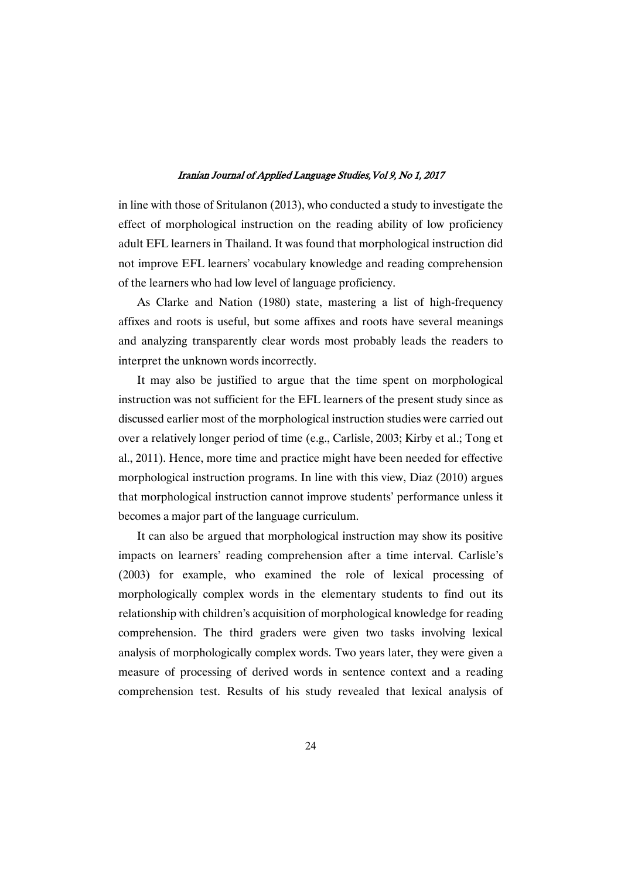in line with those of Sritulanon (2013), who conducted a study to investigate the effect of morphological instruction on the reading ability of low proficiency adult EFL learners in Thailand. It was found that morphological instruction did not improve EFL learners' vocabulary knowledge and reading comprehension of the learners who had low level of language proficiency.

As Clarke and Nation (1980) state, mastering a list of high-frequency affixes and roots is useful, but some affixes and roots have several meanings and analyzing transparently clear words most probably leads the readers to interpret the unknown words incorrectly.

It may also be justified to argue that the time spent on morphological instruction was not sufficient for the EFL learners of the present study since as discussed earlier most of the morphological instruction studies were carried out over a relatively longer period of time (e.g., Carlisle, 2003; Kirby et al.; Tong et al., 2011). Hence, more time and practice might have been needed for effective morphological instruction programs. In line with this view, Diaz (2010) argues that morphological instruction cannot improve students' performance unless it becomes a major part of the language curriculum.

It can also be argued that morphological instruction may show its positive impacts on learners' reading comprehension after a time interval. Carlisle's (2003) for example, who examined the role of lexical processing of morphologically complex words in the elementary students to find out its relationship with children's acquisition of morphological knowledge for reading comprehension. The third graders were given two tasks involving lexical analysis of morphologically complex words. Two years later, they were given a measure of processing of derived words in sentence context and a reading comprehension test. Results of his study revealed that lexical analysis of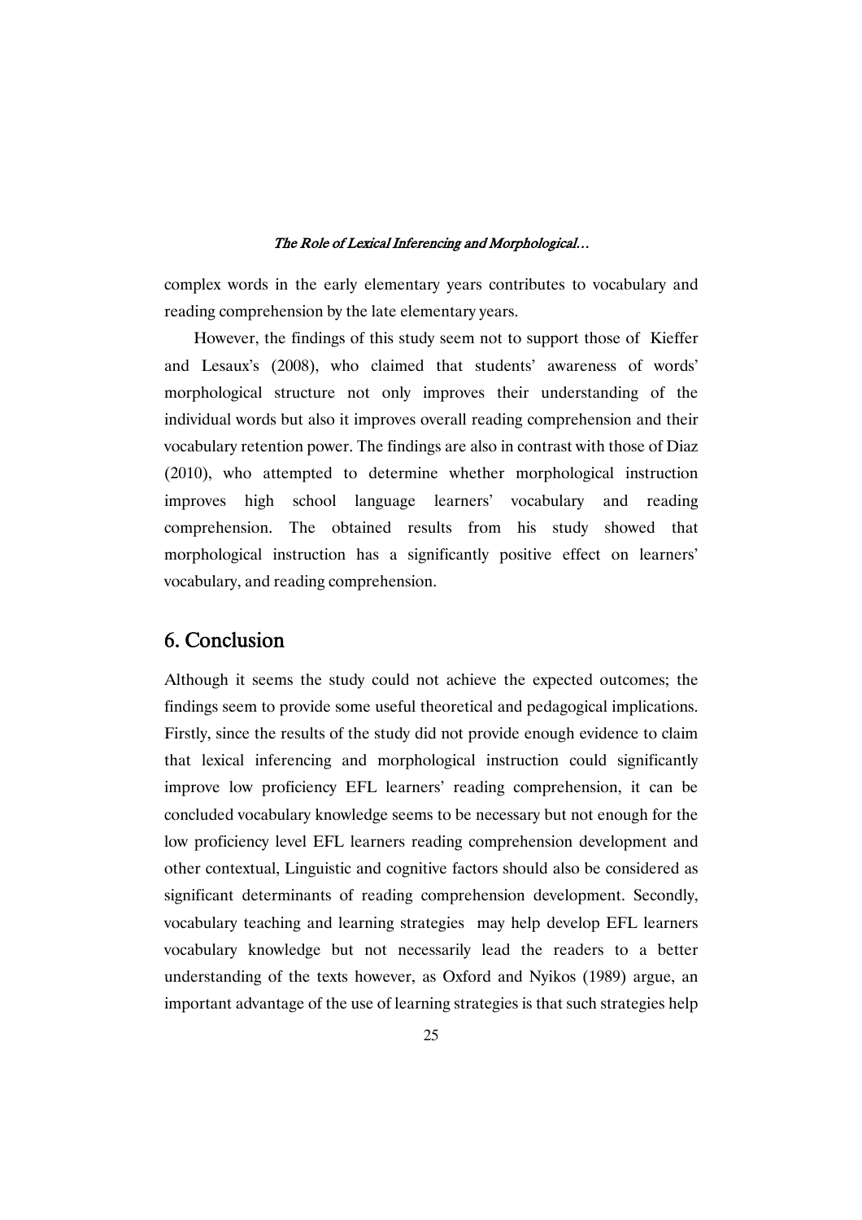complex words in the early elementary years contributes to vocabulary and reading comprehension by the late elementary years.

However, the findings of this study seem not to support those of Kieffer and Lesaux's (2008), who claimed that students' awareness of words' morphological structure not only improves their understanding of the individual words but also it improves overall reading comprehension and their vocabulary retention power. The findings are also in contrast with those of Diaz (2010), who attempted to determine whether morphological instruction improves high school language learners' vocabulary and reading comprehension. The obtained results from his study showed that morphological instruction has a significantly positive effect on learners' vocabulary, and reading comprehension.

## 6. Conclusion

Although it seems the study could not achieve the expected outcomes; the findings seem to provide some useful theoretical and pedagogical implications. Firstly, since the results of the study did not provide enough evidence to claim that lexical inferencing and morphological instruction could significantly improve low proficiency EFL learners' reading comprehension, it can be concluded vocabulary knowledge seems to be necessary but not enough for the low proficiency level EFL learners reading comprehension development and other contextual, Linguistic and cognitive factors should also be considered as significant determinants of reading comprehension development. Secondly, vocabulary teaching and learning strategies may help develop EFL learners vocabulary knowledge but not necessarily lead the readers to a better understanding of the texts however, as Oxford and Nyikos (1989) argue, an important advantage of the use of learning strategies is that such strategies help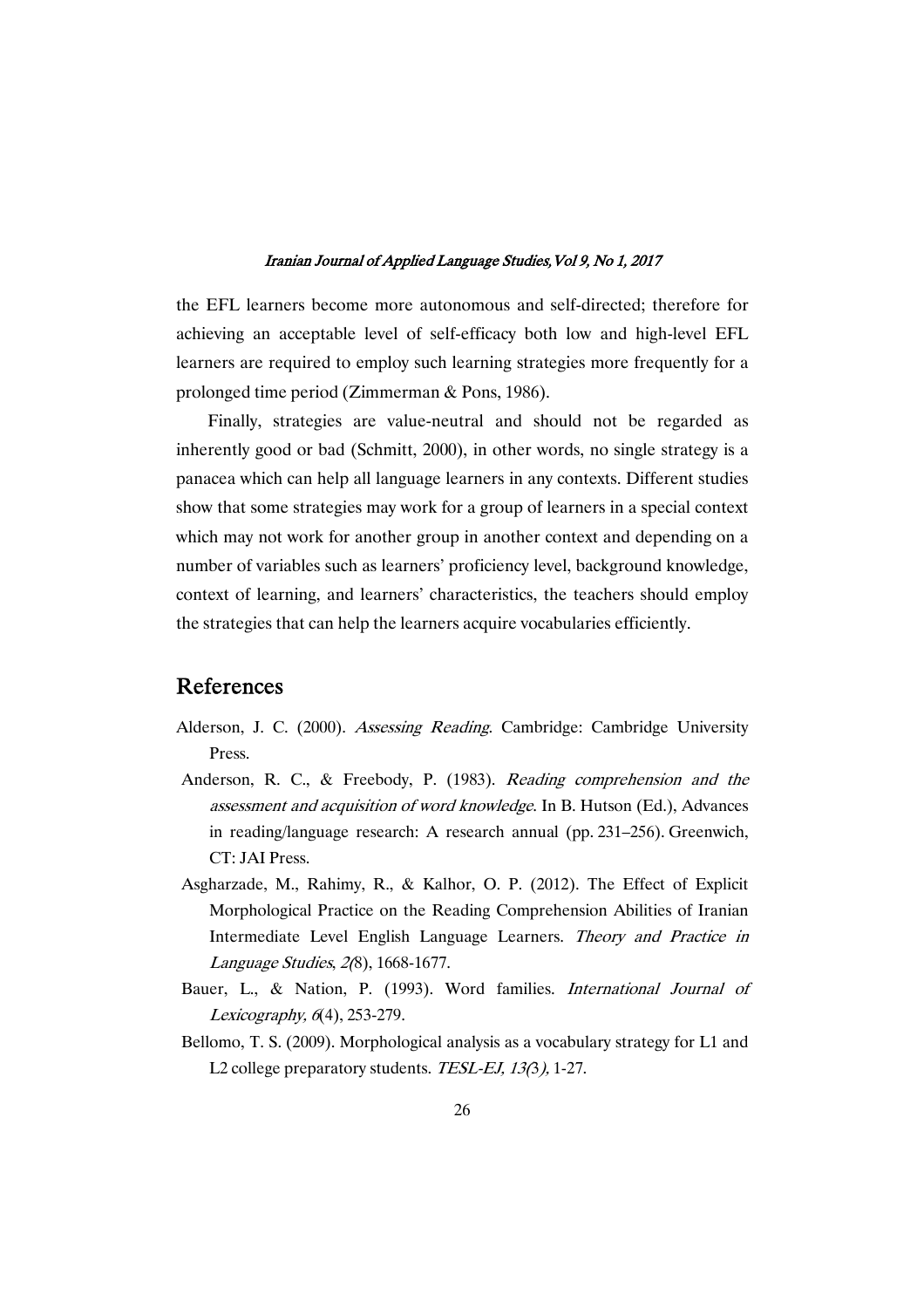the EFL learners become more autonomous and self-directed; therefore for achieving an acceptable level of self-efficacy both low and high-level EFL learners are required to employ such learning strategies more frequently for a prolonged time period (Zimmerman & Pons, 1986).

Finally, strategies are value-neutral and should not be regarded as inherently good or bad (Schmitt, 2000), in other words, no single strategy is a panacea which can help all language learners in any contexts. Different studies show that some strategies may work for a group of learners in a special context which may not work for another group in another context and depending on a number of variables such as learners' proficiency level, background knowledge, context of learning, and learners' characteristics, the teachers should employ the strategies that can help the learners acquire vocabularies efficiently.

## References

Alderson, J. C. (2000). *Assessing Reading*. Cambridge: Cambridge University Press.

Anderson, R. C., & Freebody, P. (1983). *Reading comprehension and the assessment and acquisition of word knowledge*. In B. Hutson (Ed.), Advances in reading/language research: A research annual (pp. 231–256). Greenwich, CT: JAI Press.

Asgharzade, M., Rahimy, R., & Kalhor, O. P. (2012). The Effect of Explicit Morphological Practice on the Reading Comprehension Abilities of Iranian Intermediate Level English Language Learners. *Theory and Practice in Language Studies*, *2*(8), 1668-1677.

Bauer, L., & Nation, P. (1993). Word families. *International Journal of Lexicography, 6*(4), 253-279.

Bellomo, T. S. (2009). Morphological analysis as a vocabulary strategy for L1 and L2 college preparatory students. *TESL-EJ, 13*(3), 1-27.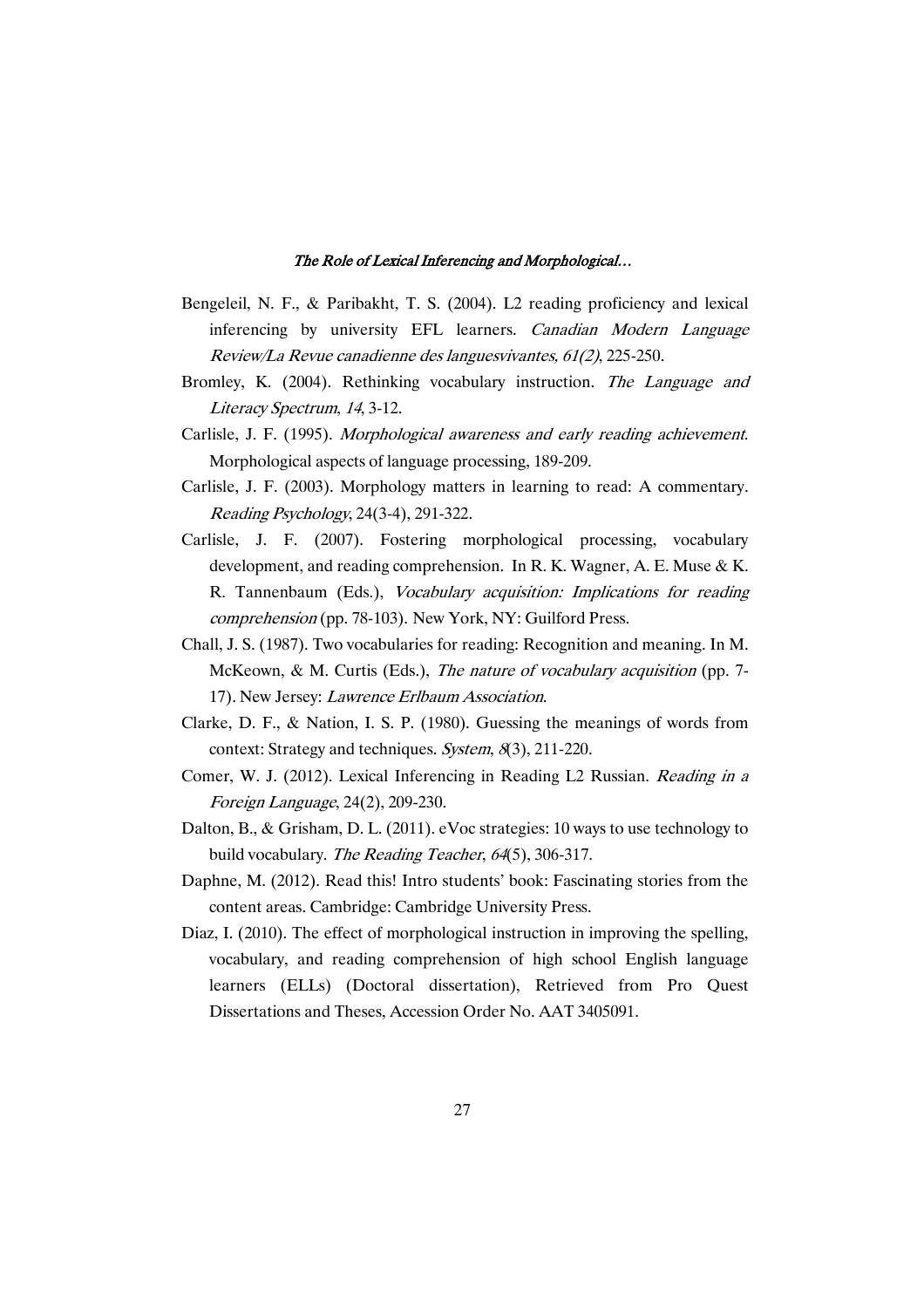Bengeleil, N. F., & Paribakht, T. S. (2004). L2 reading proficiency and lexical inferencing by university EFL learners. *Canadian Modern Language Review/La Revue canadienne des languesvivantes, 61(2)*, 225-250.

Bromley, K. (2004). Rethinking vocabulary instruction. *The Language and Literacy Spectrum*, *14*, 3-12.

Carlisle, J. F. (1995). *Morphological awareness and early reading achievement*. Morphological aspects of language processing, 189-209.

Carlisle, J. F. (2003). Morphology matters in learning to read: A commentary. *Reading Psychology*, 24(3-4), 291-322.

Carlisle, J. F. (2007). Fostering morphological processing, vocabulary development, and reading comprehension. In R. K. Wagner, A. E. Muse & K. R. Tannenbaum (Eds.), *Vocabulary acquisition: Implications for reading comprehension* (pp. 78-103). New York, NY: Guilford Press.

Chall, J. S. (1987). Two vocabularies for reading: Recognition and meaning. In M. McKeown, & M. Curtis (Eds.), *The nature of vocabulary acquisition* (pp. 7-17). New Jersey: *Lawrence Erlbaum Association*.

Clarke, D. F., & Nation, I. S. P. (1980). Guessing the meanings of words from context: Strategy and techniques. *System*, *8*(3), 211-220.

Comer, W. J. (2012). Lexical Inferencing in Reading L2 Russian. *Reading in a Foreign Language*, 24(2), 209-230.

Dalton, B., & Grisham, D. L. (2011). eVoc strategies: 10 ways to use technology to build vocabulary. *The Reading Teacher*, *64*(5), 306-317.

Daphne, M. (2012). Read this! Intro students' book: Fascinating stories from the content areas. Cambridge: Cambridge University Press.

Diaz, I. (2010). The effect of morphological instruction in improving the spelling, vocabulary, and reading comprehension of high school English language learners (ELLs) (Doctoral dissertation), Retrieved from Pro Quest Dissertations and Theses, Accession Order No. AAT 3405091.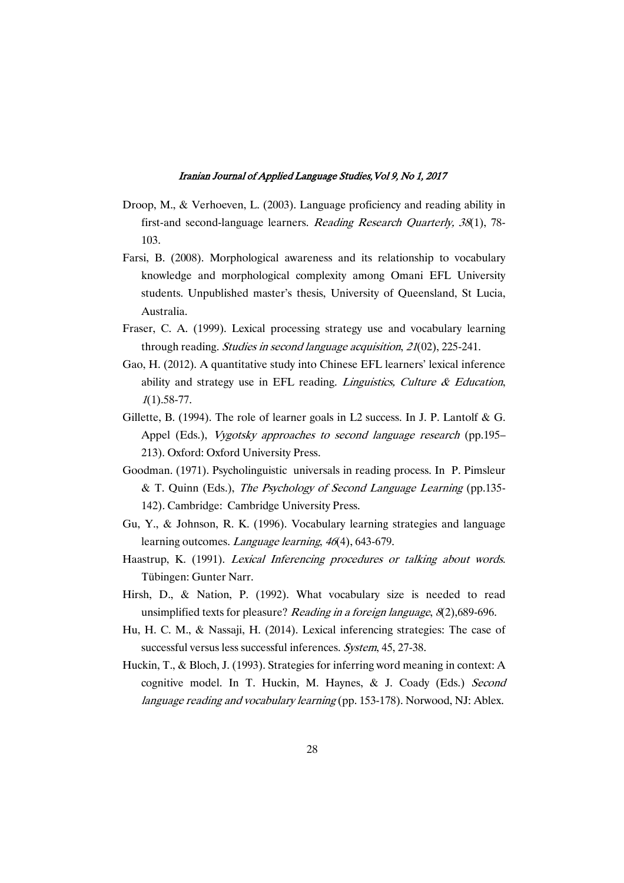Droop, M., & Verhoeven, L. (2003). Language proficiency and reading ability in first-and second-language learners. *Reading Research Quarterly, 38*(1), 78-103.

Farsi, B. (2008). Morphological awareness and its relationship to vocabulary knowledge and morphological complexity among Omani EFL University students. Unpublished master's thesis, University of Queensland, St Lucia, Australia.

Fraser, C. A. (1999). Lexical processing strategy use and vocabulary learning through reading. *Studies in second language acquisition*, *21*(02), 225-241.

Gao, H. (2012). A quantitative study into Chinese EFL learners' lexical inference ability and strategy use in EFL reading. *Linguistics, Culture & Education*, *1*(1).58-77.

Gillette, B. (1994). The role of learner goals in L2 success. In J. P. Lantolf & G. Appel (Eds.), *Vygotsky approaches to second language research* (pp.195–213). Oxford: Oxford University Press.

Goodman. (1971). Psycholinguistic universals in reading process. In P. Pimsleur & T. Quinn (Eds.), *The Psychology of Second Language Learning* (pp.135-142). Cambridge: Cambridge University Press.

Gu, Y., & Johnson, R. K. (1996). Vocabulary learning strategies and language learning outcomes. *Language learning*, *46*(4), 643-679.

Haastrup, K. (1991). *Lexical Inferencing procedures or talking about words*. Tübingen: Gunter Narr.

Hirsh, D., & Nation, P. (1992). What vocabulary size is needed to read unsimplified texts for pleasure? *Reading in a foreign language*, *8*(2),689-696.

Hu, H. C. M., & Nassaji, H. (2014). Lexical inferencing strategies: The case of successful versus less successful inferences. *System*, 45, 27-38.

Huckin, T., & Bloch, J. (1993). Strategies for inferring word meaning in context: A cognitive model. In T. Huckin, M. Haynes, & J. Coady (Eds.) *Second language reading and vocabulary learning* (pp. 153-178). Norwood, NJ: Ablex.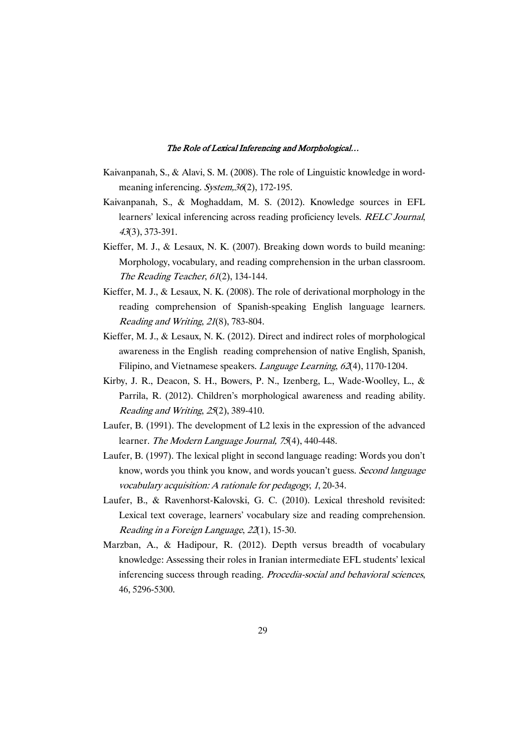Kaivanpanah, S., & Alavi, S. M. (2008). The role of Linguistic knowledge in word-meaning inferencing. *System,36*(2), 172-195.

Kaivanpanah, S., & Moghaddam, M. S. (2012). Knowledge sources in EFL learners' lexical inferencing across reading proficiency levels. *RELC Journal*, *43*(3), 373-391.

Kieffer, M. J., & Lesaux, N. K. (2007). Breaking down words to build meaning: Morphology, vocabulary, and reading comprehension in the urban classroom. *The Reading Teacher*, *61*(2), 134-144.

Kieffer, M. J., & Lesaux, N. K. (2008). The role of derivational morphology in the reading comprehension of Spanish-speaking English language learners. *Reading and Writing*, *21*(8), 783-804.

Kieffer, M. J., & Lesaux, N. K. (2012). Direct and indirect roles of morphological awareness in the English reading comprehension of native English, Spanish, Filipino, and Vietnamese speakers. *Language Learning*, *62*(4), 1170-1204.

Kirby, J. R., Deacon, S. H., Bowers, P. N., Izenberg, L., Wade-Woolley, L., & Parrila, R. (2012). Children's morphological awareness and reading ability. *Reading and Writing*, *25*(2), 389-410.

Laufer, B. (1991). The development of L2 lexis in the expression of the advanced learner. *The Modern Language Journal, 75*(4), 440-448.

Laufer, B. (1997). The lexical plight in second language reading: Words you don't know, words you think you know, and words youcan't guess. *Second language vocabulary acquisition: A rationale for pedagogy*, *1*, 20-34.

Laufer, B., & Ravenhorst-Kalovski, G. C. (2010). Lexical threshold revisited: Lexical text coverage, learners' vocabulary size and reading comprehension. *Reading in a Foreign Language*, *22*(1), 15-30.

Marzban, A., & Hadipour, R. (2012). Depth versus breadth of vocabulary knowledge: Assessing their roles in Iranian intermediate EFL students' lexical inferencing success through reading. *Procedia-social and behavioral sciences*, 46, 5296-5300.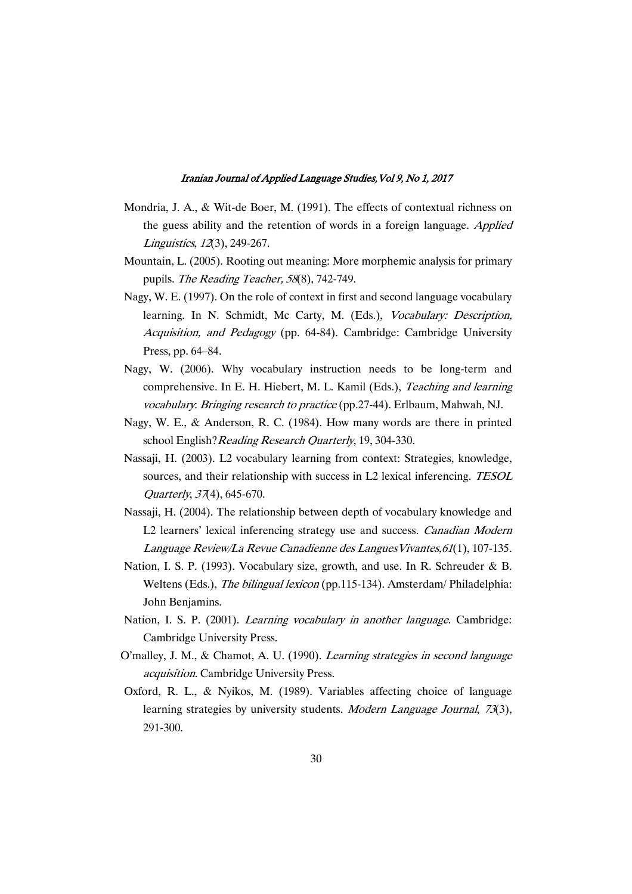Mondria, J. A., & Wit-de Boer, M. (1991). The effects of contextual richness on the guess ability and the retention of words in a foreign language. *Applied Linguistics*, *12*(3), 249-267.

Mountain, L. (2005). Rooting out meaning: More morphemic analysis for primary pupils. *The Reading Teacher, 58*(8), 742-749.

Nagy, W. E. (1997). On the role of context in first and second language vocabulary learning. In N. Schmidt, Mc Carty, M. (Eds.), *Vocabulary: Description, Acquisition, and Pedagogy* (pp. 64-84). Cambridge: Cambridge University Press, pp. 64–84.

Nagy, W. (2006). Why vocabulary instruction needs to be long-term and comprehensive. In E. H. Hiebert, M. L. Kamil (Eds.), *Teaching and learning vocabulary*: *Bringing research to practice* (pp.27-44). Erlbaum, Mahwah, NJ.

Nagy, W. E., & Anderson, R. C. (1984). How many words are there in printed school English? *Reading Research Quarterly*, 19, 304-330.

Nassaji, H. (2003). L2 vocabulary learning from context: Strategies, knowledge, sources, and their relationship with success in L2 lexical inferencing. *TESOL Quarterly*, *37*(4), 645-670.

Nassaji, H. (2004). The relationship between depth of vocabulary knowledge and L2 learners' lexical inferencing strategy use and success. *Canadian Modern Language Review/La Revue Canadienne des Langues Vivantes,61*(1), 107-135.

Nation, I. S. P. (1993). Vocabulary size, growth, and use. In R. Schreuder & B. Weltens (Eds.), *The bilingual lexicon* (pp.115-134). Amsterdam/ Philadelphia: John Benjamins.

Nation, I. S. P. (2001). *Learning vocabulary in another language*. Cambridge: Cambridge University Press.

O'malley, J. M., & Chamot, A. U. (1990). *Learning strategies in second language acquisition*. Cambridge University Press.

Oxford, R. L., & Nyikos, M. (1989). Variables affecting choice of language learning strategies by university students. *Modern Language Journal*, *73*(3), 291-300.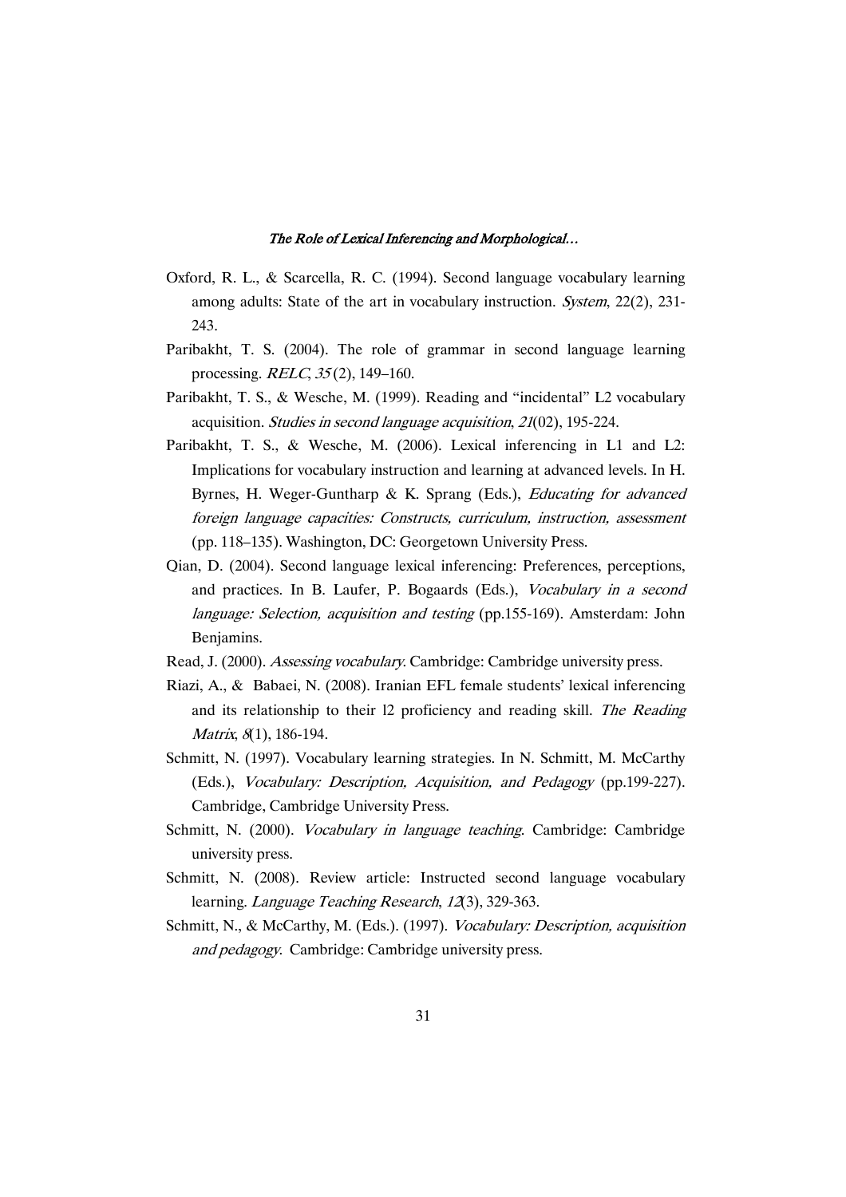Oxford, R. L., & Scarcella, R. C. (1994). Second language vocabulary learning among adults: State of the art in vocabulary instruction. *System*, 22(2), 231-243.

Paribakht, T. S. (2004). The role of grammar in second language learning processing. *RELC*, *35* (2), 149–160.

Paribakht, T. S., & Wesche, M. (1999). Reading and "incidental" L2 vocabulary acquisition. *Studies in second language acquisition*, *21*(02), 195-224.

Paribakht, T. S., & Wesche, M. (2006). Lexical inferencing in L1 and L2: Implications for vocabulary instruction and learning at advanced levels. In H. Byrnes, H. Weger-Guntharp & K. Sprang (Eds.), *Educating for advanced foreign language capacities: Constructs, curriculum, instruction, assessment* (pp. 118–135). Washington, DC: Georgetown University Press.

Qian, D. (2004). Second language lexical inferencing: Preferences, perceptions, and practices. In B. Laufer, P. Bogaards (Eds.), *Vocabulary in a second language: Selection, acquisition and testing* (pp.155-169). Amsterdam: John Benjamins.

Read, J. (2000). *Assessing vocabulary*. Cambridge: Cambridge university press.

Riazi, A., & Babaei, N. (2008). Iranian EFL female students' lexical inferencing and its relationship to their l2 proficiency and reading skill. *The Reading Matrix*, *8*(1), 186-194.

Schmitt, N. (1997). Vocabulary learning strategies. In N. Schmitt, M. McCarthy (Eds.), *Vocabulary: Description, Acquisition, and Pedagogy* (pp.199-227). Cambridge, Cambridge University Press.

Schmitt, N. (2000). *Vocabulary in language teaching*. Cambridge: Cambridge university press.

Schmitt, N. (2008). Review article: Instructed second language vocabulary learning. *Language Teaching Research*, *12*(3), 329-363.

Schmitt, N., & McCarthy, M. (Eds.). (1997). *Vocabulary: Description, acquisition and pedagogy*. Cambridge: Cambridge university press.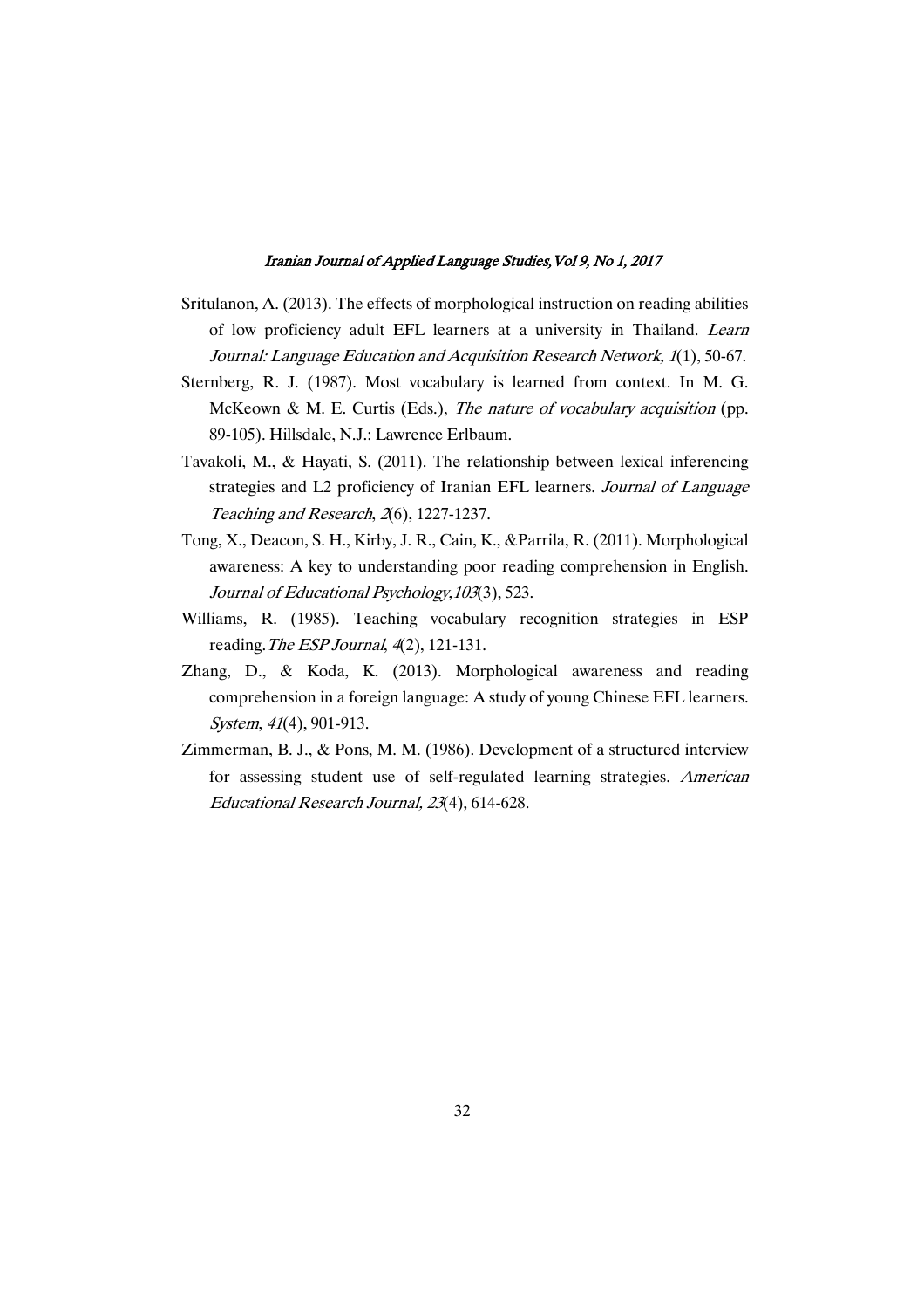Sritulanon, A. (2013). The effects of morphological instruction on reading abilities of low proficiency adult EFL learners at a university in Thailand. *Learn Journal: Language Education and Acquisition Research Network, 1*(1), 50-67.

Sternberg, R. J. (1987). Most vocabulary is learned from context. In M. G. McKeown & M. E. Curtis (Eds.), *The nature of vocabulary acquisition* (pp. 89-105). Hillsdale, N.J.: Lawrence Erlbaum.

Tavakoli, M., & Hayati, S. (2011). The relationship between lexical inferencing strategies and L2 proficiency of Iranian EFL learners. *Journal of Language Teaching and Research*, *2*(6), 1227-1237.

Tong, X., Deacon, S. H., Kirby, J. R., Cain, K., &Parrila, R. (2011). Morphological awareness: A key to understanding poor reading comprehension in English. *Journal of Educational Psychology,103*(3), 523.

Williams, R. (1985). Teaching vocabulary recognition strategies in ESP reading.*The ESP Journal*, *4*(2), 121-131.

Zhang, D., & Koda, K. (2013). Morphological awareness and reading comprehension in a foreign language: A study of young Chinese EFL learners. *System*, *41*(4), 901-913.

Zimmerman, B. J., & Pons, M. M. (1986). Development of a structured interview for assessing student use of self-regulated learning strategies. *American Educational Research Journal, 23*(4), 614-628.